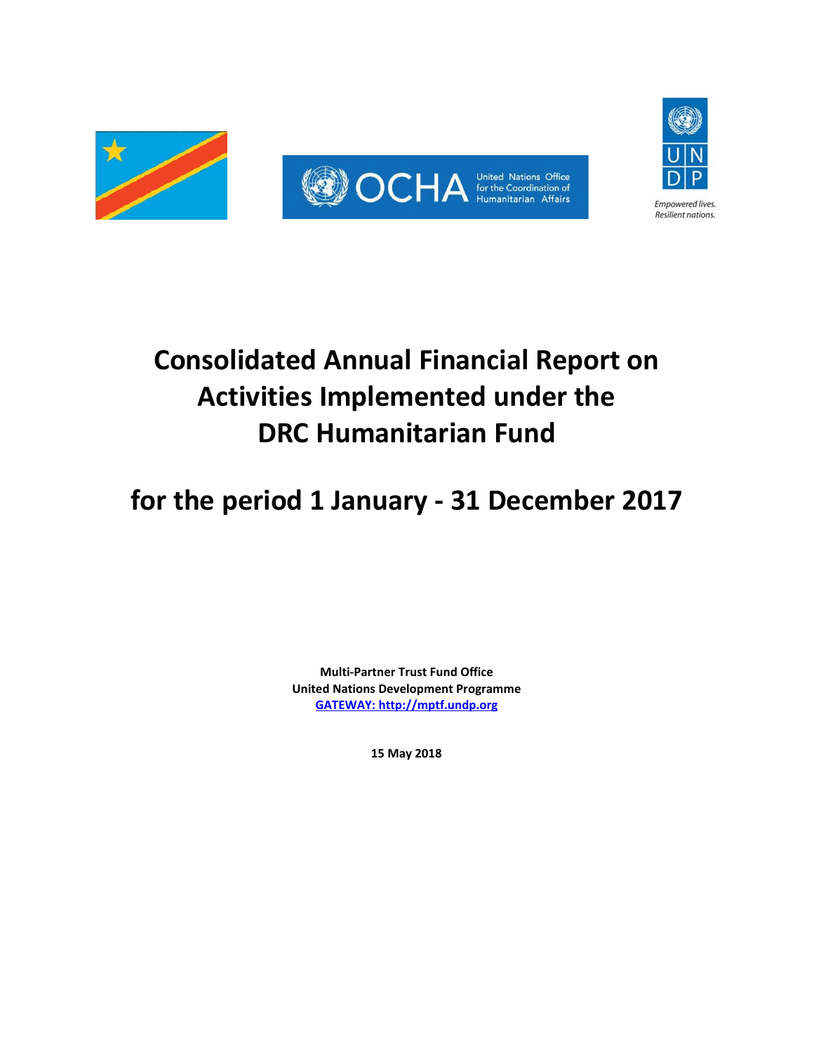# Consolidated Annual Financial Report on Activities Implemented under the DRC Humanitarian Fund

# for the period 1 January - 31 December 2017

**Multi-Partner Trust Fund Office**
**United Nations Development Programme**
**[GATEWAY: http://mptf.undp.org](http://mptf.undp.org)**

**15 May 2018**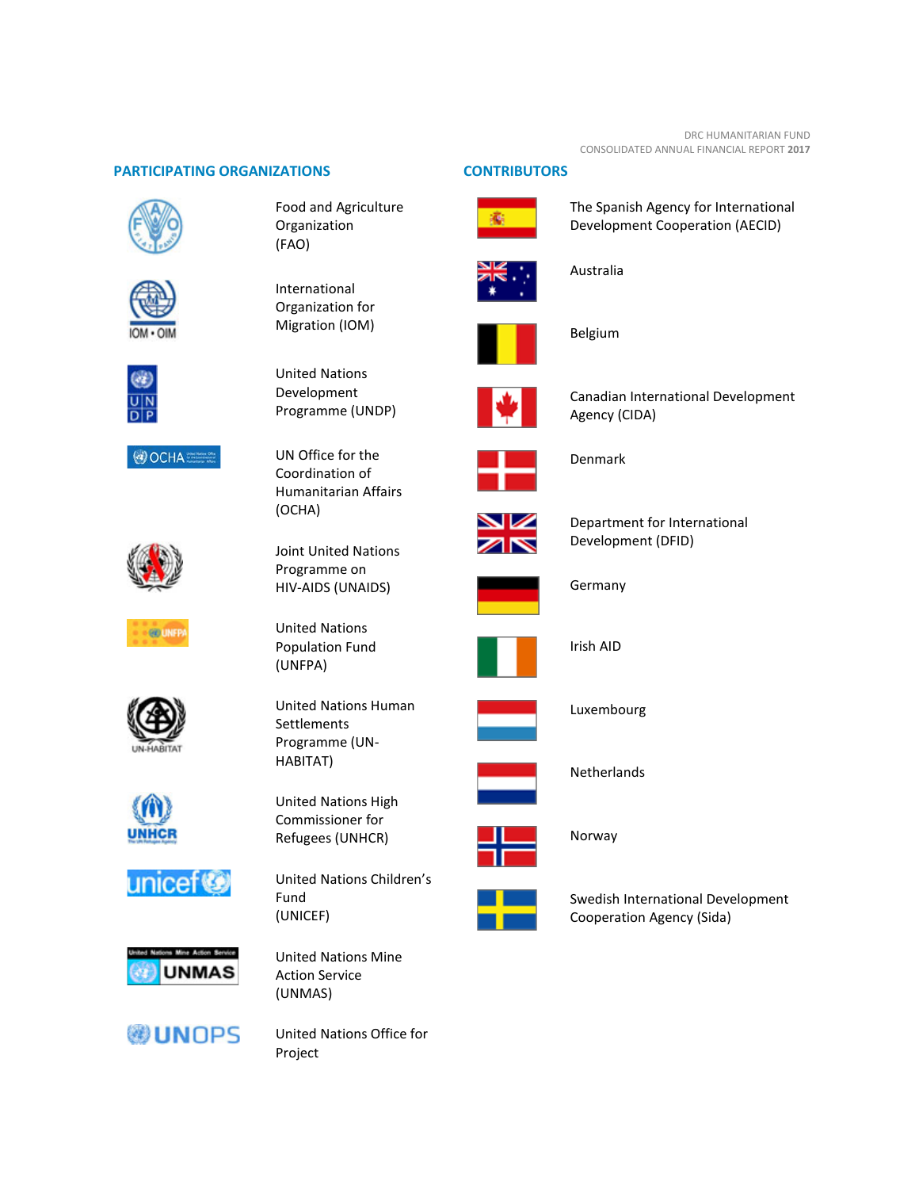## PARTICIPATING ORGANIZATIONS

- Food and Agriculture Organization (FAO)
- International Organization for Migration (IOM)
- United Nations Development Programme (UNDP)
- UN Office for the Coordination of Humanitarian Affairs (OCHA)
- Joint United Nations Programme on HIV-AIDS (UNAIDS)
- United Nations Population Fund (UNFPA)
- United Nations Human Settlements Programme (UN-HABITAT)
- United Nations High Commissioner for Refugees (UNHCR)
- United Nations Children's Fund (UNICEF)
- United Nations Mine Action Service (UNMAS)
- United Nations Office for Project

## CONTRIBUTORS

- The Spanish Agency for International Development Cooperation (AECID)
- Australia
- Belgium
- Canadian International Development Agency (CIDA)
- Denmark
- Department for International Development (DFID)
- Germany
- Irish AID
- Luxembourg
- Netherlands
- Norway
- Swedish International Development Cooperation Agency (Sida)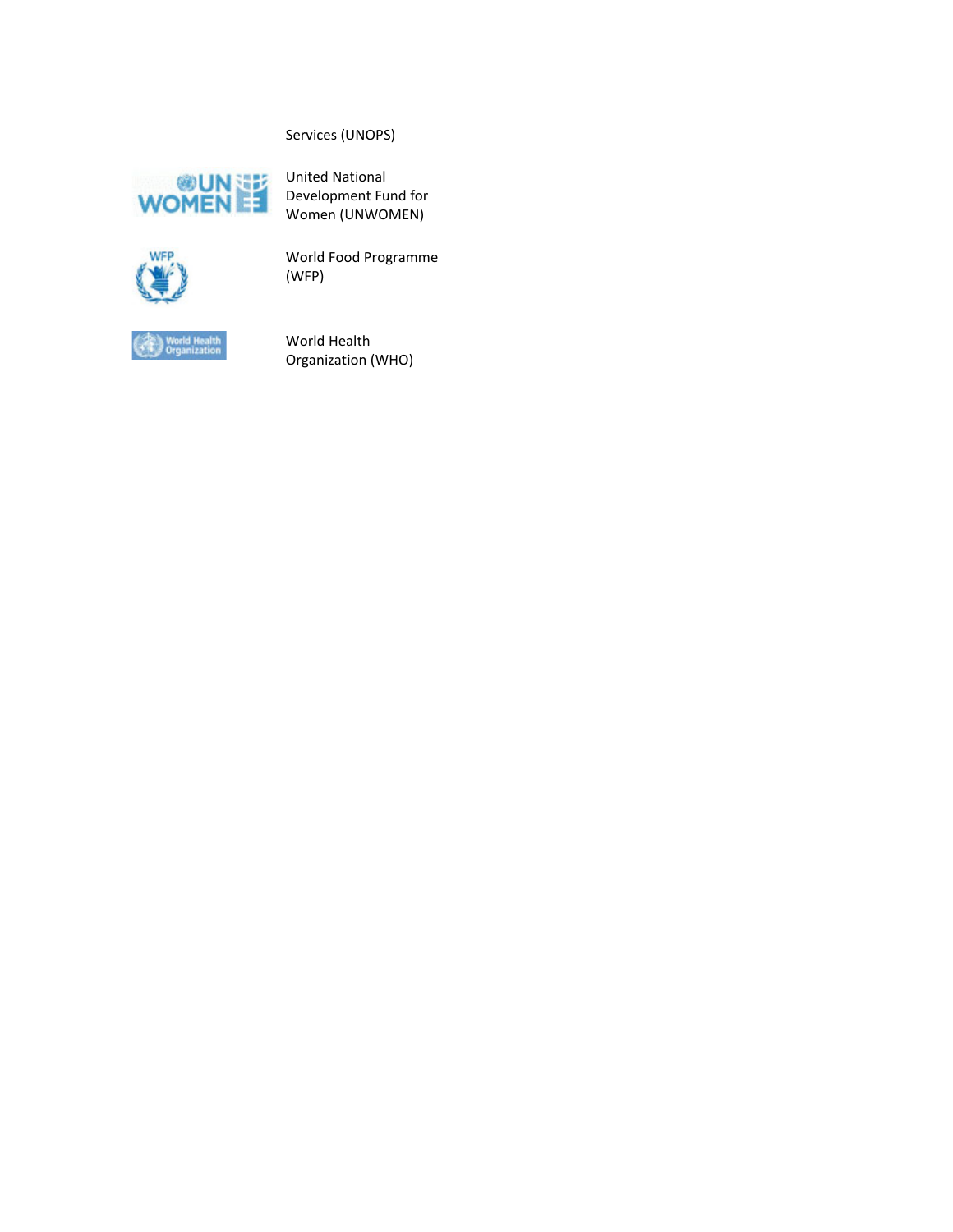Services (UNOPS)

United National Development Fund for Women (UNWOMEN)

World Food Programme (WFP)

World Health Organization (WHO)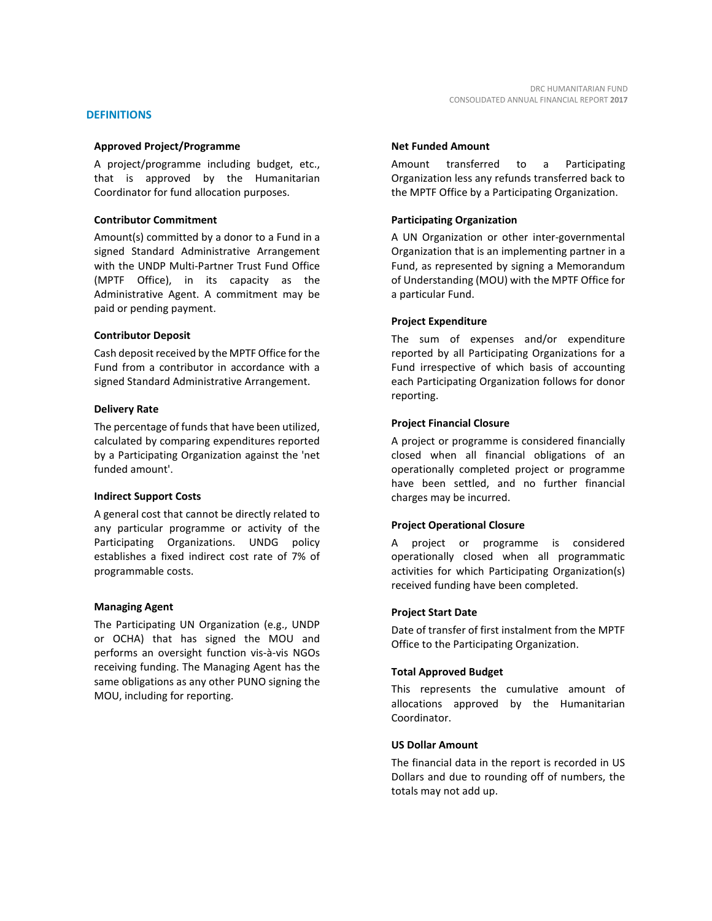## DEFINITIONS

### Approved Project/Programme

A project/programme including budget, etc., that is approved by the Humanitarian Coordinator for fund allocation purposes.

### Contributor Commitment

Amount(s) committed by a donor to a Fund in a signed Standard Administrative Arrangement with the UNDP Multi-Partner Trust Fund Office (MPTF Office), in its capacity as the Administrative Agent. A commitment may be paid or pending payment.

### Contributor Deposit

Cash deposit received by the MPTF Office for the Fund from a contributor in accordance with a signed Standard Administrative Arrangement.

### Delivery Rate

The percentage of funds that have been utilized, calculated by comparing expenditures reported by a Participating Organization against the 'net funded amount'.

### Indirect Support Costs

A general cost that cannot be directly related to any particular programme or activity of the Participating Organizations. UNDG policy establishes a fixed indirect cost rate of 7% of programmable costs.

### Managing Agent

The Participating UN Organization (e.g., UNDP or OCHA) that has signed the MOU and performs an oversight function vis-à-vis NGOs receiving funding. The Managing Agent has the same obligations as any other PUNO signing the MOU, including for reporting.

### Net Funded Amount

Amount transferred to a Participating Organization less any refunds transferred back to the MPTF Office by a Participating Organization.

### Participating Organization

A UN Organization or other inter-governmental Organization that is an implementing partner in a Fund, as represented by signing a Memorandum of Understanding (MOU) with the MPTF Office for a particular Fund.

### Project Expenditure

The sum of expenses and/or expenditure reported by all Participating Organizations for a Fund irrespective of which basis of accounting each Participating Organization follows for donor reporting.

### Project Financial Closure

A project or programme is considered financially closed when all financial obligations of an operationally completed project or programme have been settled, and no further financial charges may be incurred.

### Project Operational Closure

A project or programme is considered operationally closed when all programmatic activities for which Participating Organization(s) received funding have been completed.

### Project Start Date

Date of transfer of first instalment from the MPTF Office to the Participating Organization.

### Total Approved Budget

This represents the cumulative amount of allocations approved by the Humanitarian Coordinator.

### US Dollar Amount

The financial data in the report is recorded in US Dollars and due to rounding off of numbers, the totals may not add up.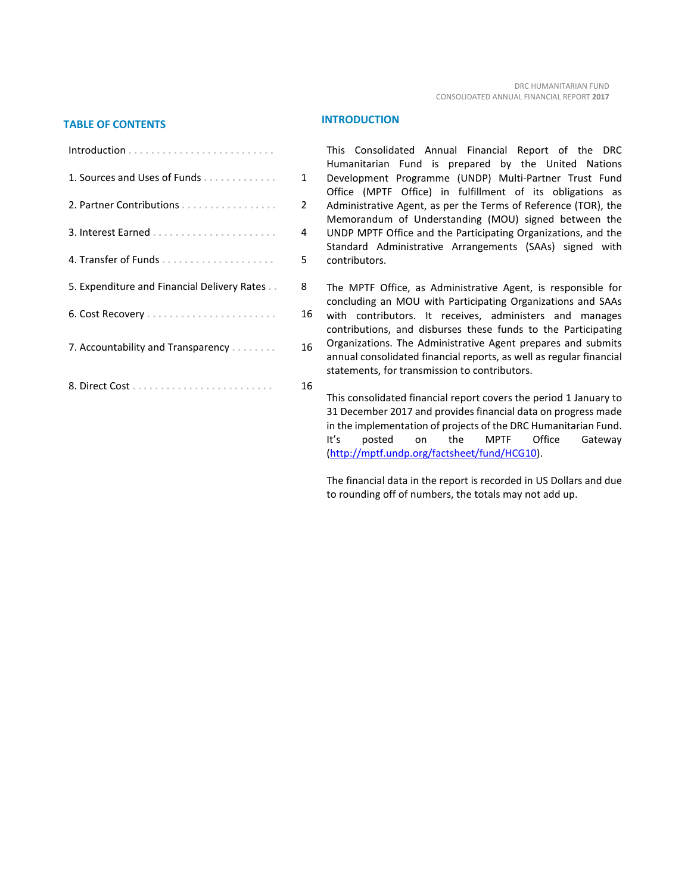## TABLE OF CONTENTS

| | |
|---|---|
| Introduction | |
| 1. Sources and Uses of Funds | 1 |
| 2. Partner Contributions | 2 |
| 3. Interest Earned | 4 |
| 4. Transfer of Funds | 5 |
| 5. Expenditure and Financial Delivery Rates | 8 |
| 6. Cost Recovery | 16 |
| 7. Accountability and Transparency | 16 |
| 8. Direct Cost | 16 |

## INTRODUCTION

This Consolidated Annual Financial Report of the DRC Humanitarian Fund is prepared by the United Nations Development Programme (UNDP) Multi-Partner Trust Fund Office (MPTF Office) in fulfillment of its obligations as Administrative Agent, as per the Terms of Reference (TOR), the Memorandum of Understanding (MOU) signed between the UNDP MPTF Office and the Participating Organizations, and the Standard Administrative Arrangements (SAAs) signed with contributors.

The MPTF Office, as Administrative Agent, is responsible for concluding an MOU with Participating Organizations and SAAs with contributors. It receives, administers and manages contributions, and disburses these funds to the Participating Organizations. The Administrative Agent prepares and submits annual consolidated financial reports, as well as regular financial statements, for transmission to contributors.

This consolidated financial report covers the period 1 January to 31 December 2017 and provides financial data on progress made in the implementation of projects of the DRC Humanitarian Fund. It's posted on the MPTF Office Gateway (http://mptf.undp.org/factsheet/fund/HCG10).

The financial data in the report is recorded in US Dollars and due to rounding off of numbers, the totals may not add up.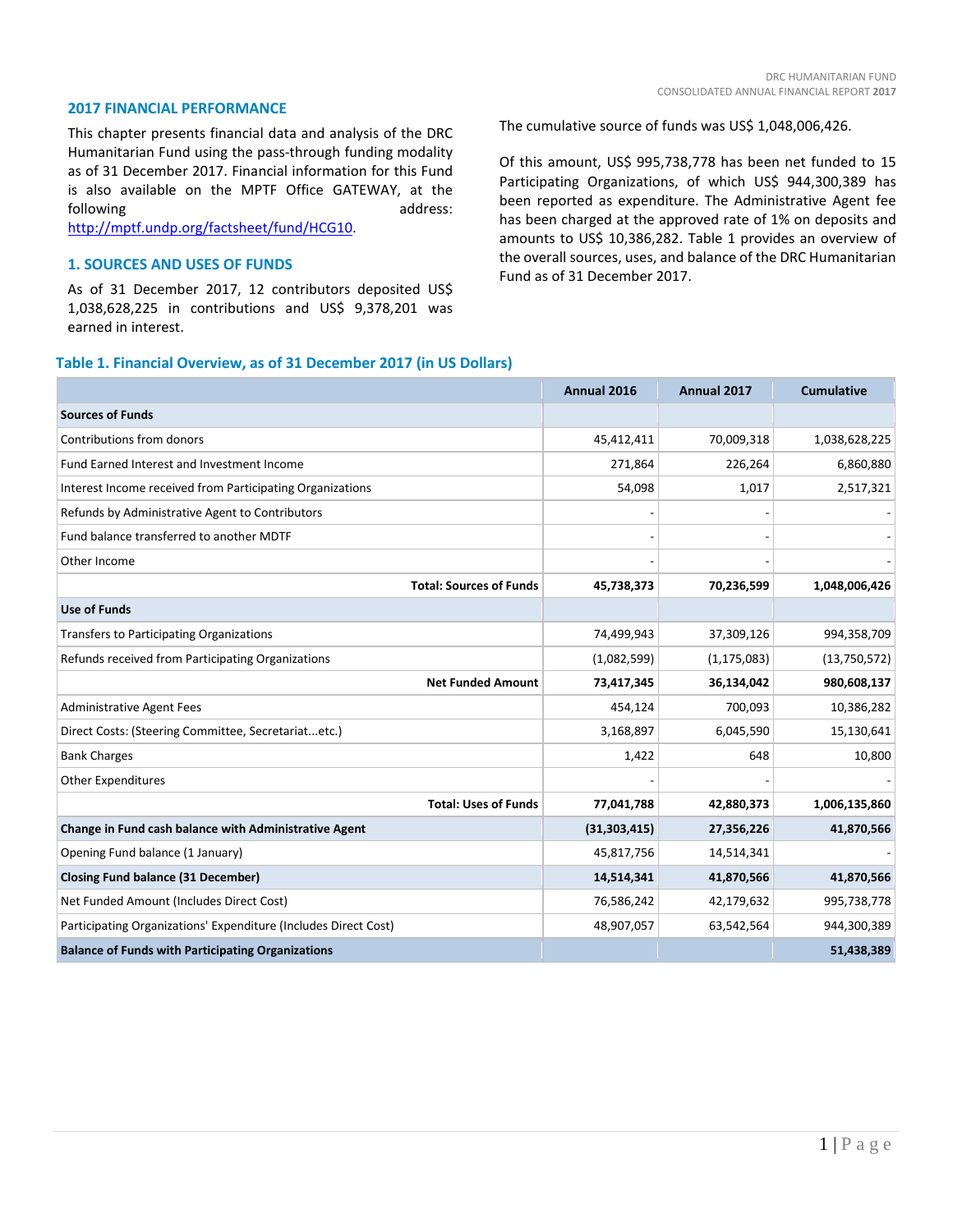## 2017 FINANCIAL PERFORMANCE

This chapter presents financial data and analysis of the DRC Humanitarian Fund using the pass-through funding modality as of 31 December 2017. Financial information for this Fund is also available on the MPTF Office GATEWAY, at the following address: http://mptf.undp.org/factsheet/fund/HCG10.

### 1. SOURCES AND USES OF FUNDS

As of 31 December 2017, 12 contributors deposited US$ 1,038,628,225 in contributions and US$ 9,378,201 was earned in interest.

The cumulative source of funds was US$ 1,048,006,426.

Of this amount, US$ 995,738,778 has been net funded to 15 Participating Organizations, of which US$ 944,300,389 has been reported as expenditure. The Administrative Agent fee has been charged at the approved rate of 1% on deposits and amounts to US$ 10,386,282. Table 1 provides an overview of the overall sources, uses, and balance of the DRC Humanitarian Fund as of 31 December 2017.

**Table 1. Financial Overview, as of 31 December 2017 (in US Dollars)**

| | Annual 2016 | Annual 2017 | Cumulative |
|---|---|---|---|
| **Sources of Funds** | | | |
| Contributions from donors | 45,412,411 | 70,009,318 | 1,038,628,225 |
| Fund Earned Interest and Investment Income | 271,864 | 226,264 | 6,860,880 |
| Interest Income received from Participating Organizations | 54,098 | 1,017 | 2,517,321 |
| Refunds by Administrative Agent to Contributors | - | - | - |
| Fund balance transferred to another MDTF | - | - | - |
| Other Income | - | - | - |
| **Total: Sources of Funds** | **45,738,373** | **70,236,599** | **1,048,006,426** |
| **Use of Funds** | | | |
| Transfers to Participating Organizations | 74,499,943 | 37,309,126 | 994,358,709 |
| Refunds received from Participating Organizations | (1,082,599) | (1,175,083) | (13,750,572) |
| **Net Funded Amount** | **73,417,345** | **36,134,042** | **980,608,137** |
| Administrative Agent Fees | 454,124 | 700,093 | 10,386,282 |
| Direct Costs: (Steering Committee, Secretariat...etc.) | 3,168,897 | 6,045,590 | 15,130,641 |
| Bank Charges | 1,422 | 648 | 10,800 |
| Other Expenditures | - | - | - |
| **Total: Uses of Funds** | **77,041,788** | **42,880,373** | **1,006,135,860** |
| **Change in Fund cash balance with Administrative Agent** | **(31,303,415)** | **27,356,226** | **41,870,566** |
| Opening Fund balance (1 January) | 45,817,756 | 14,514,341 | - |
| **Closing Fund balance (31 December)** | **14,514,341** | **41,870,566** | **41,870,566** |
| Net Funded Amount (Includes Direct Cost) | 76,586,242 | 42,179,632 | 995,738,778 |
| Participating Organizations' Expenditure (Includes Direct Cost) | 48,907,057 | 63,542,564 | 944,300,389 |
| **Balance of Funds with Participating Organizations** | | | **51,438,389** |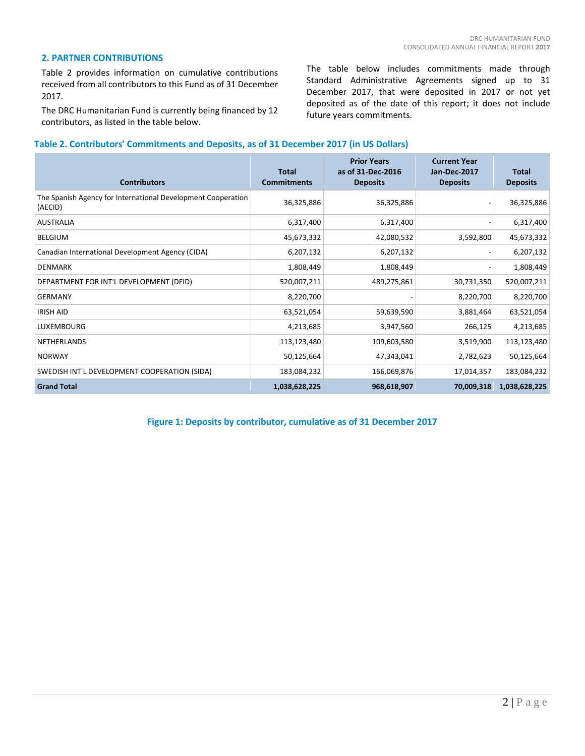## 2. PARTNER CONTRIBUTIONS

Table 2 provides information on cumulative contributions received from all contributors to this Fund as of 31 December 2017.

The DRC Humanitarian Fund is currently being financed by 12 contributors, as listed in the table below.

The table below includes commitments made through Standard Administrative Agreements signed up to 31 December 2017, that were deposited in 2017 or not yet deposited as of the date of this report; it does not include future years commitments.

**Table 2. Contributors' Commitments and Deposits, as of 31 December 2017 (in US Dollars)**

| Contributors | Total Commitments | Prior Years as of 31-Dec-2016 Deposits | Current Year Jan-Dec-2017 Deposits | Total Deposits |
|---|---|---|---|---|
| The Spanish Agency for International Development Cooperation (AECID) | 36,325,886 | 36,325,886 | - | 36,325,886 |
| AUSTRALIA | 6,317,400 | 6,317,400 | - | 6,317,400 |
| BELGIUM | 45,673,332 | 42,080,532 | 3,592,800 | 45,673,332 |
| Canadian International Development Agency (CIDA) | 6,207,132 | 6,207,132 | - | 6,207,132 |
| DENMARK | 1,808,449 | 1,808,449 | - | 1,808,449 |
| DEPARTMENT FOR INT'L DEVELOPMENT (DFID) | 520,007,211 | 489,275,861 | 30,731,350 | 520,007,211 |
| GERMANY | 8,220,700 | - | 8,220,700 | 8,220,700 |
| IRISH AID | 63,521,054 | 59,639,590 | 3,881,464 | 63,521,054 |
| LUXEMBOURG | 4,213,685 | 3,947,560 | 266,125 | 4,213,685 |
| NETHERLANDS | 113,123,480 | 109,603,580 | 3,519,900 | 113,123,480 |
| NORWAY | 50,125,664 | 47,343,041 | 2,782,623 | 50,125,664 |
| SWEDISH INT'L DEVELOPMENT COOPERATION (SIDA) | 183,084,232 | 166,069,876 | 17,014,357 | 183,084,232 |
| **Grand Total** | **1,038,628,225** | **968,618,907** | **70,009,318** | **1,038,628,225** |

**Figure 1: Deposits by contributor, cumulative as of 31 December 2017**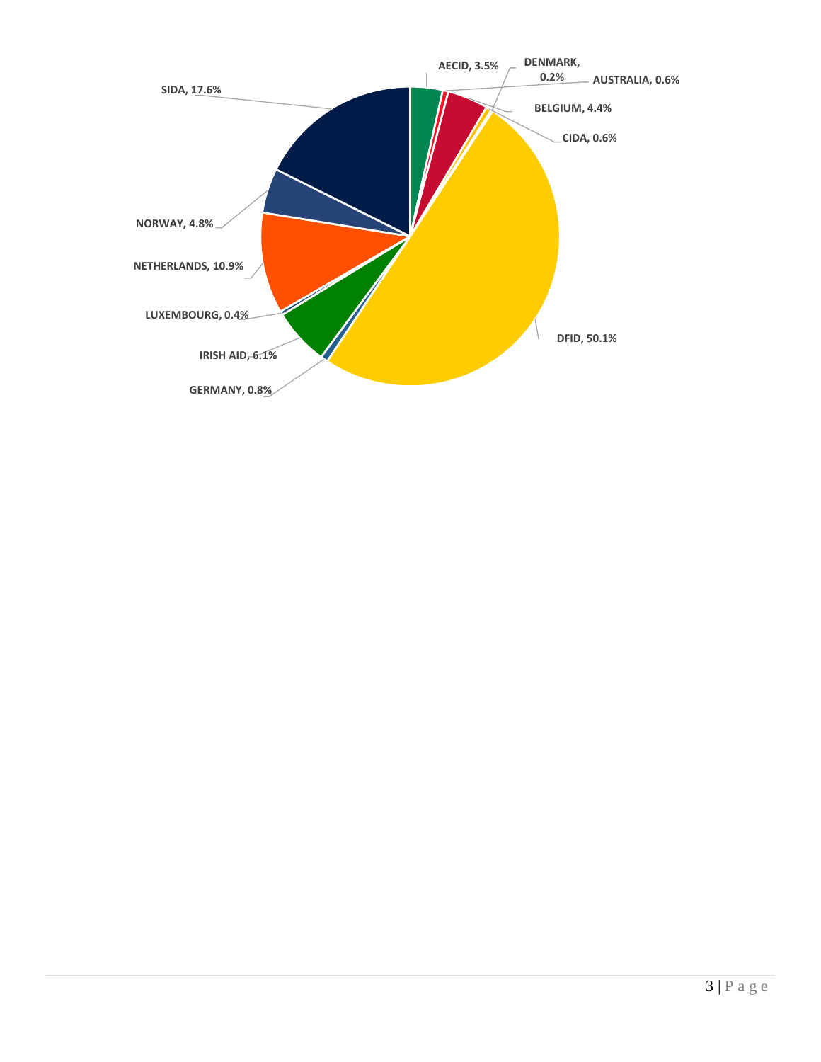| Donor | Share |
| --- | --- |
| AECID | 3.5% |
| DENMARK | 0.2% |
| AUSTRALIA | 0.6% |
| BELGIUM | 4.4% |
| CIDA | 0.6% |
| DFID | 50.1% |
| GERMANY | 0.8% |
| IRISH AID | 6.1% |
| LUXEMBOURG | 0.4% |
| NETHERLANDS | 10.9% |
| NORWAY | 4.8% |
| SIDA | 17.6% |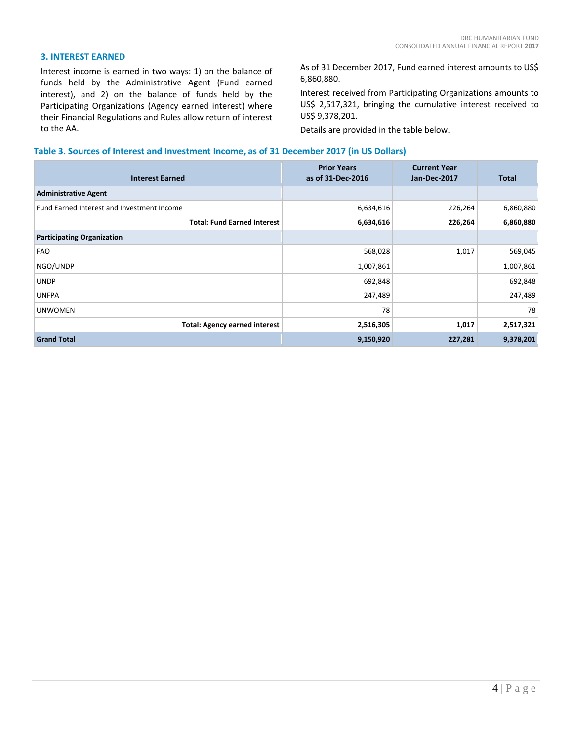## 3. INTEREST EARNED

Interest income is earned in two ways: 1) on the balance of funds held by the Administrative Agent (Fund earned interest), and 2) on the balance of funds held by the Participating Organizations (Agency earned interest) where their Financial Regulations and Rules allow return of interest to the AA.

As of 31 December 2017, Fund earned interest amounts to US$ 6,860,880.

Interest received from Participating Organizations amounts to US$ 2,517,321, bringing the cumulative interest received to US$ 9,378,201.

Details are provided in the table below.

**Table 3. Sources of Interest and Investment Income, as of 31 December 2017 (in US Dollars)**

| Interest Earned | Prior Years as of 31-Dec-2016 | Current Year Jan-Dec-2017 | Total |
|---|---:|---:|---:|
| **Administrative Agent** | | | |
| Fund Earned Interest and Investment Income | 6,634,616 | 226,264 | 6,860,880 |
| **Total: Fund Earned Interest** | **6,634,616** | **226,264** | **6,860,880** |
| **Participating Organization** | | | |
| FAO | 568,028 | 1,017 | 569,045 |
| NGO/UNDP | 1,007,861 | | 1,007,861 |
| UNDP | 692,848 | | 692,848 |
| UNFPA | 247,489 | | 247,489 |
| UNWOMEN | 78 | | 78 |
| **Total: Agency earned interest** | **2,516,305** | **1,017** | **2,517,321** |
| **Grand Total** | **9,150,920** | **227,281** | **9,378,201** |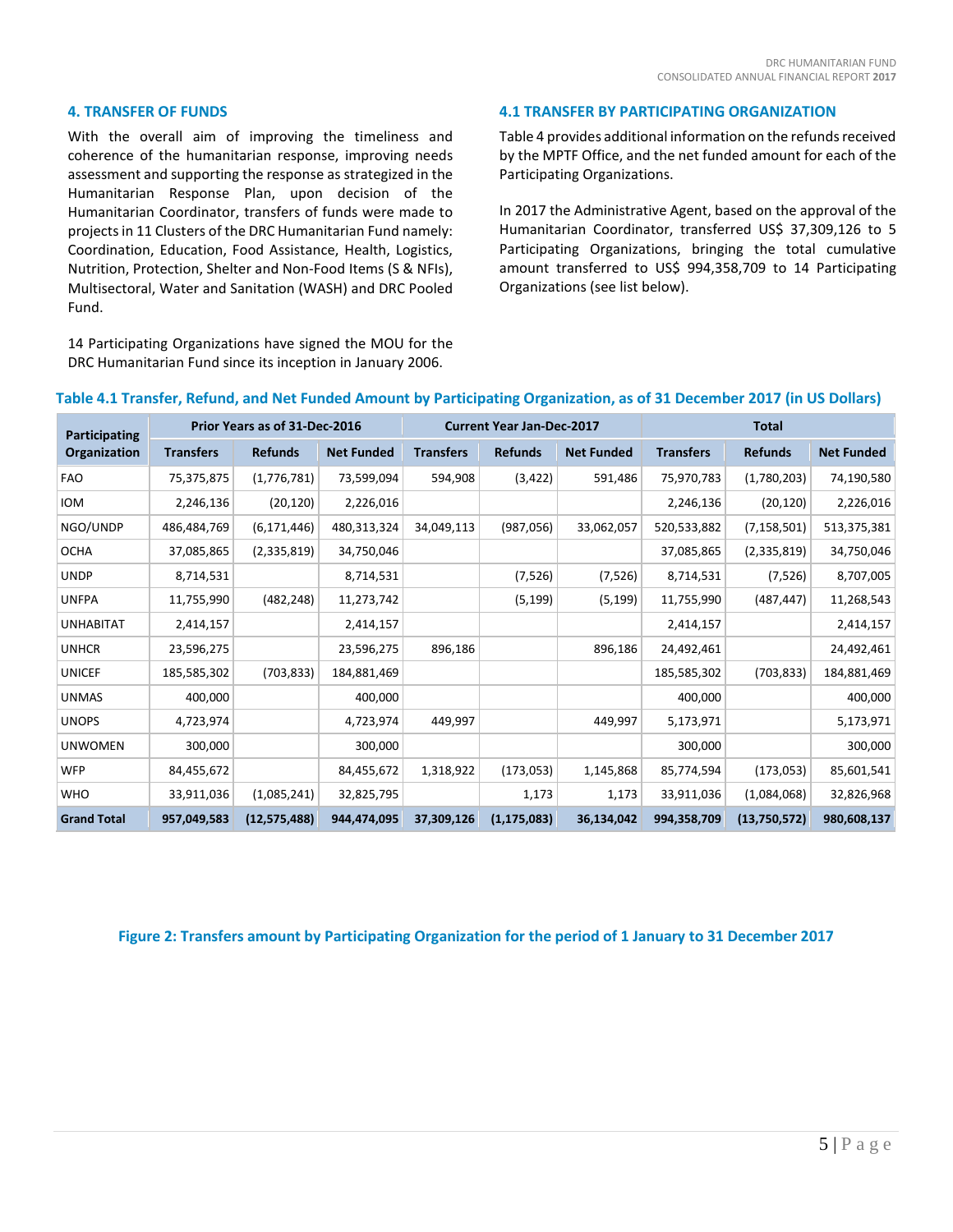## 4. TRANSFER OF FUNDS

With the overall aim of improving the timeliness and coherence of the humanitarian response, improving needs assessment and supporting the response as strategized in the Humanitarian Response Plan, upon decision of the Humanitarian Coordinator, transfers of funds were made to projects in 11 Clusters of the DRC Humanitarian Fund namely: Coordination, Education, Food Assistance, Health, Logistics, Nutrition, Protection, Shelter and Non-Food Items (S & NFIs), Multisectoral, Water and Sanitation (WASH) and DRC Pooled Fund.

14 Participating Organizations have signed the MOU for the DRC Humanitarian Fund since its inception in January 2006.

## 4.1 TRANSFER BY PARTICIPATING ORGANIZATION

Table 4 provides additional information on the refunds received by the MPTF Office, and the net funded amount for each of the Participating Organizations.

In 2017 the Administrative Agent, based on the approval of the Humanitarian Coordinator, transferred US$ 37,309,126 to 5 Participating Organizations, bringing the total cumulative amount transferred to US$ 994,358,709 to 14 Participating Organizations (see list below).

**Table 4.1 Transfer, Refund, and Net Funded Amount by Participating Organization, as of 31 December 2017 (in US Dollars)**

| Participating Organization | Prior Years as of 31-Dec-2016 | | | Current Year Jan-Dec-2017 | | | Total | | |
|---|---|---|---|---|---|---|---|---|---|
| | Transfers | Refunds | Net Funded | Transfers | Refunds | Net Funded | Transfers | Refunds | Net Funded |
| FAO | 75,375,875 | (1,776,781) | 73,599,094 | 594,908 | (3,422) | 591,486 | 75,970,783 | (1,780,203) | 74,190,580 |
| IOM | 2,246,136 | (20,120) | 2,226,016 | | | | 2,246,136 | (20,120) | 2,226,016 |
| NGO/UNDP | 486,484,769 | (6,171,446) | 480,313,324 | 34,049,113 | (987,056) | 33,062,057 | 520,533,882 | (7,158,501) | 513,375,381 |
| OCHA | 37,085,865 | (2,335,819) | 34,750,046 | | | | 37,085,865 | (2,335,819) | 34,750,046 |
| UNDP | 8,714,531 | | 8,714,531 | | (7,526) | (7,526) | 8,714,531 | (7,526) | 8,707,005 |
| UNFPA | 11,755,990 | (482,248) | 11,273,742 | | (5,199) | (5,199) | 11,755,990 | (487,447) | 11,268,543 |
| UNHABITAT | 2,414,157 | | 2,414,157 | | | | 2,414,157 | | 2,414,157 |
| UNHCR | 23,596,275 | | 23,596,275 | 896,186 | | 896,186 | 24,492,461 | | 24,492,461 |
| UNICEF | 185,585,302 | (703,833) | 184,881,469 | | | | 185,585,302 | (703,833) | 184,881,469 |
| UNMAS | 400,000 | | 400,000 | | | | 400,000 | | 400,000 |
| UNOPS | 4,723,974 | | 4,723,974 | 449,997 | | 449,997 | 5,173,971 | | 5,173,971 |
| UNWOMEN | 300,000 | | 300,000 | | | | 300,000 | | 300,000 |
| WFP | 84,455,672 | | 84,455,672 | 1,318,922 | (173,053) | 1,145,868 | 85,774,594 | (173,053) | 85,601,541 |
| WHO | 33,911,036 | (1,085,241) | 32,825,795 | | 1,173 | 1,173 | 33,911,036 | (1,084,068) | 32,826,968 |
| **Grand Total** | **957,049,583** | **(12,575,488)** | **944,474,095** | **37,309,126** | **(1,175,083)** | **36,134,042** | **994,358,709** | **(13,750,572)** | **980,608,137** |

**Figure 2: Transfers amount by Participating Organization for the period of 1 January to 31 December 2017**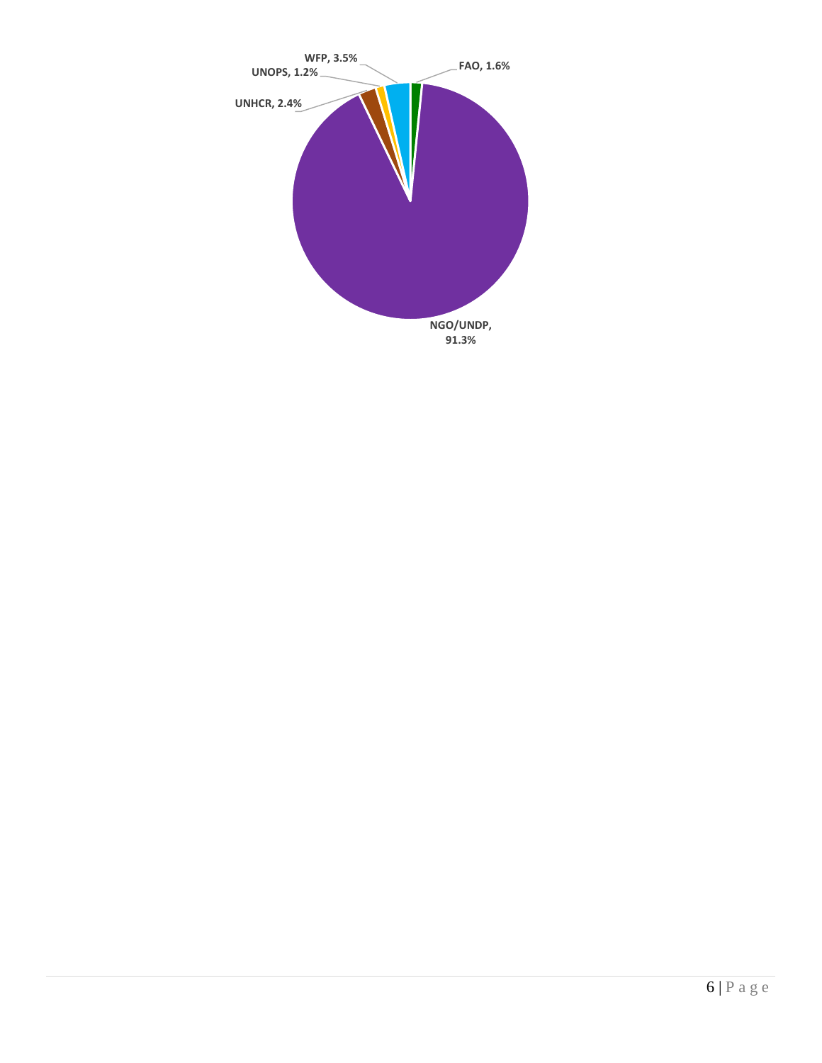| Agency | Share |
| --- | --- |
| NGO/UNDP | 91.3% |
| WFP | 3.5% |
| UNHCR | 2.4% |
| FAO | 1.6% |
| UNOPS | 1.2% |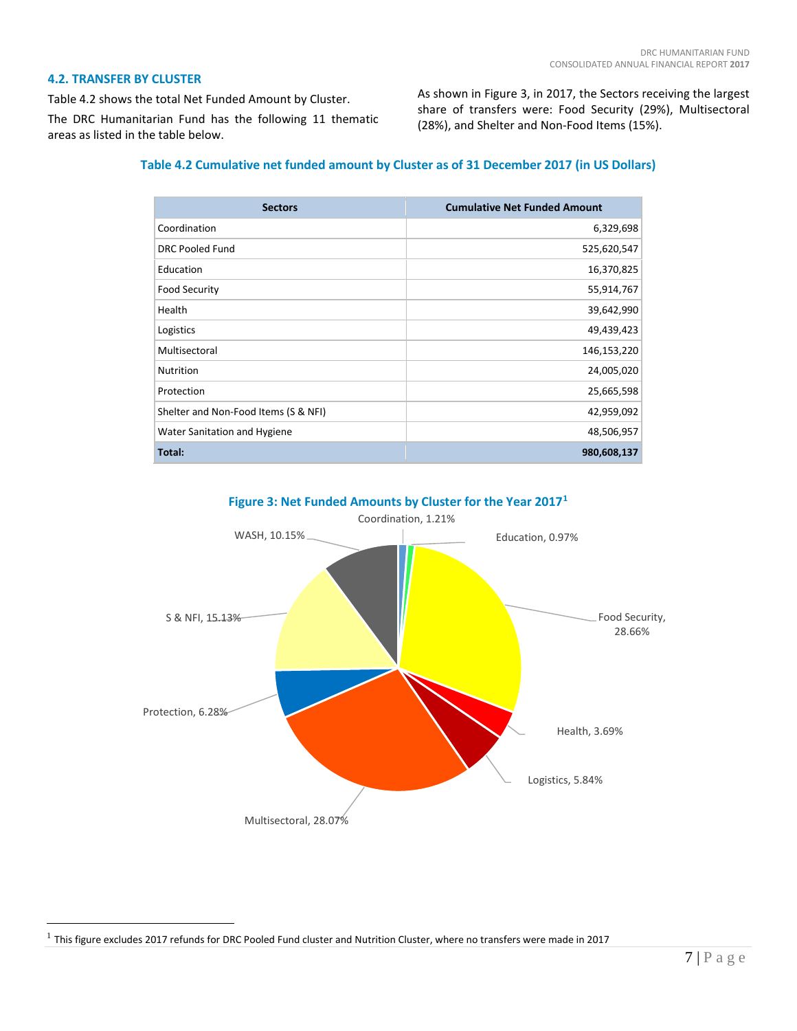## 4.2. TRANSFER BY CLUSTER

Table 4.2 shows the total Net Funded Amount by Cluster.

The DRC Humanitarian Fund has the following 11 thematic areas as listed in the table below.

As shown in Figure 3, in 2017, the Sectors receiving the largest share of transfers were: Food Security (29%), Multisectoral (28%), and Shelter and Non-Food Items (15%).

**Table 4.2 Cumulative net funded amount by Cluster as of 31 December 2017 (in US Dollars)**

| Sectors | Cumulative Net Funded Amount |
|---|---:|
| Coordination | 6,329,698 |
| DRC Pooled Fund | 525,620,547 |
| Education | 16,370,825 |
| Food Security | 55,914,767 |
| Health | 39,642,990 |
| Logistics | 49,439,423 |
| Multisectoral | 146,153,220 |
| Nutrition | 24,005,020 |
| Protection | 25,665,598 |
| Shelter and Non-Food Items (S & NFI) | 42,959,092 |
| Water Sanitation and Hygiene | 48,506,957 |
| **Total:** | **980,608,137** |

**Figure 3: Net Funded Amounts by Cluster for the Year 2017[1]**

Coordination, 1.21%; Education, 0.97%; Food Security, 28.66%; Health, 3.69%; Logistics, 5.84%; Multisectoral, 28.07%; Protection, 6.28%; S & NFI, 15.13%; WASH, 10.15%

[1] This figure excludes 2017 refunds for DRC Pooled Fund cluster and Nutrition Cluster, where no transfers were made in 2017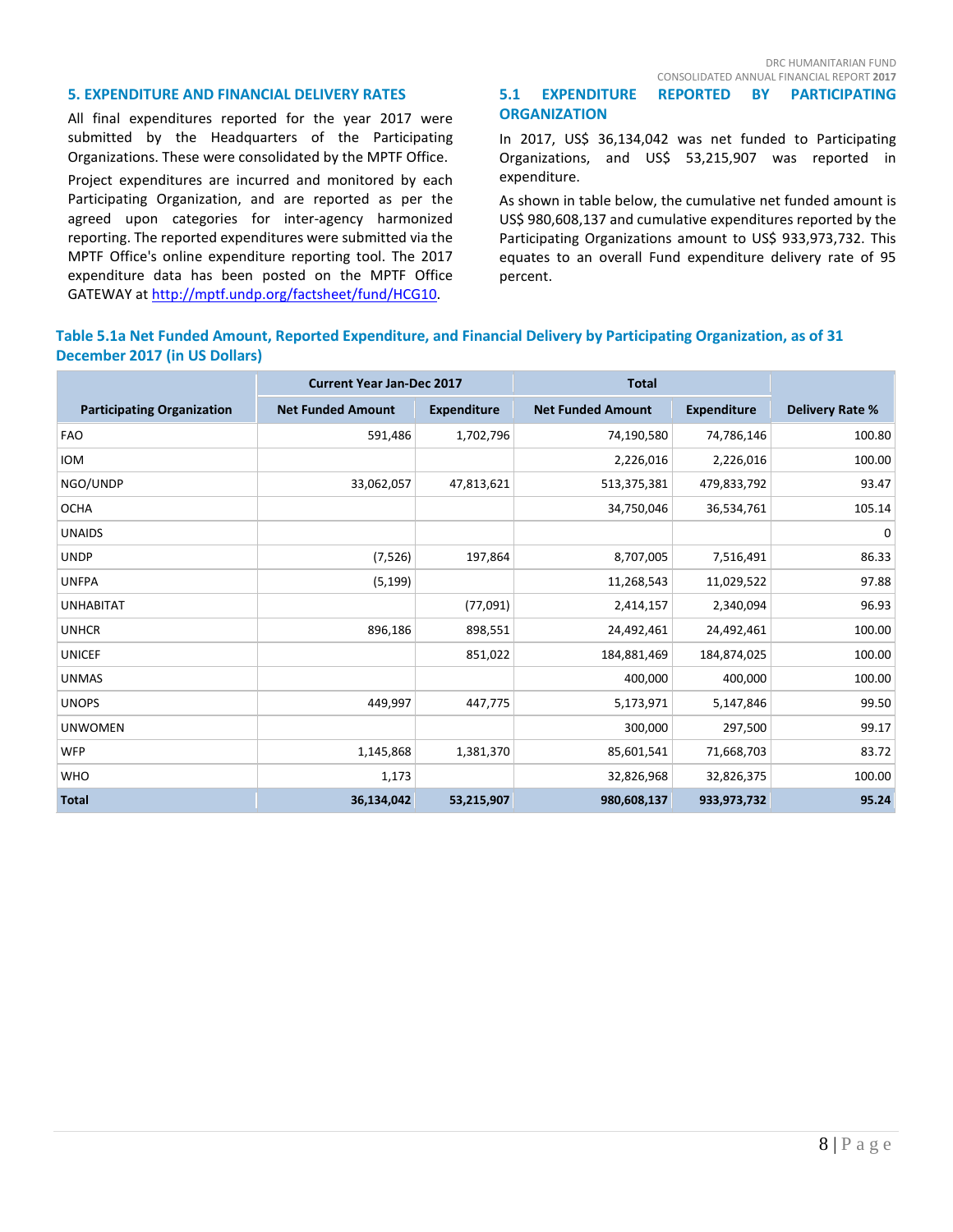## 5. EXPENDITURE AND FINANCIAL DELIVERY RATES

All final expenditures reported for the year 2017 were submitted by the Headquarters of the Participating Organizations. These were consolidated by the MPTF Office.

Project expenditures are incurred and monitored by each Participating Organization, and are reported as per the agreed upon categories for inter-agency harmonized reporting. The reported expenditures were submitted via the MPTF Office's online expenditure reporting tool. The 2017 expenditure data has been posted on the MPTF Office GATEWAY at http://mptf.undp.org/factsheet/fund/HCG10.

### 5.1 EXPENDITURE REPORTED BY PARTICIPATING ORGANIZATION

In 2017, US$ 36,134,042 was net funded to Participating Organizations, and US$ 53,215,907 was reported in expenditure.

As shown in table below, the cumulative net funded amount is US$ 980,608,137 and cumulative expenditures reported by the Participating Organizations amount to US$ 933,973,732. This equates to an overall Fund expenditure delivery rate of 95 percent.

**Table 5.1a Net Funded Amount, Reported Expenditure, and Financial Delivery by Participating Organization, as of 31 December 2017 (in US Dollars)**

| Participating Organization | Current Year Jan-Dec 2017 | | Total | | Delivery Rate % |
|---|---|---|---|---|---|
| | Net Funded Amount | Expenditure | Net Funded Amount | Expenditure | |
| FAO | 591,486 | 1,702,796 | 74,190,580 | 74,786,146 | 100.80 |
| IOM | | | 2,226,016 | 2,226,016 | 100.00 |
| NGO/UNDP | 33,062,057 | 47,813,621 | 513,375,381 | 479,833,792 | 93.47 |
| OCHA | | | 34,750,046 | 36,534,761 | 105.14 |
| UNAIDS | | | | | 0 |
| UNDP | (7,526) | 197,864 | 8,707,005 | 7,516,491 | 86.33 |
| UNFPA | (5,199) | | 11,268,543 | 11,029,522 | 97.88 |
| UNHABITAT | | (77,091) | 2,414,157 | 2,340,094 | 96.93 |
| UNHCR | 896,186 | 898,551 | 24,492,461 | 24,492,461 | 100.00 |
| UNICEF | | 851,022 | 184,881,469 | 184,874,025 | 100.00 |
| UNMAS | | | 400,000 | 400,000 | 100.00 |
| UNOPS | 449,997 | 447,775 | 5,173,971 | 5,147,846 | 99.50 |
| UNWOMEN | | | 300,000 | 297,500 | 99.17 |
| WFP | 1,145,868 | 1,381,370 | 85,601,541 | 71,668,703 | 83.72 |
| WHO | 1,173 | | 32,826,968 | 32,826,375 | 100.00 |
| **Total** | **36,134,042** | **53,215,907** | **980,608,137** | **933,973,732** | **95.24** |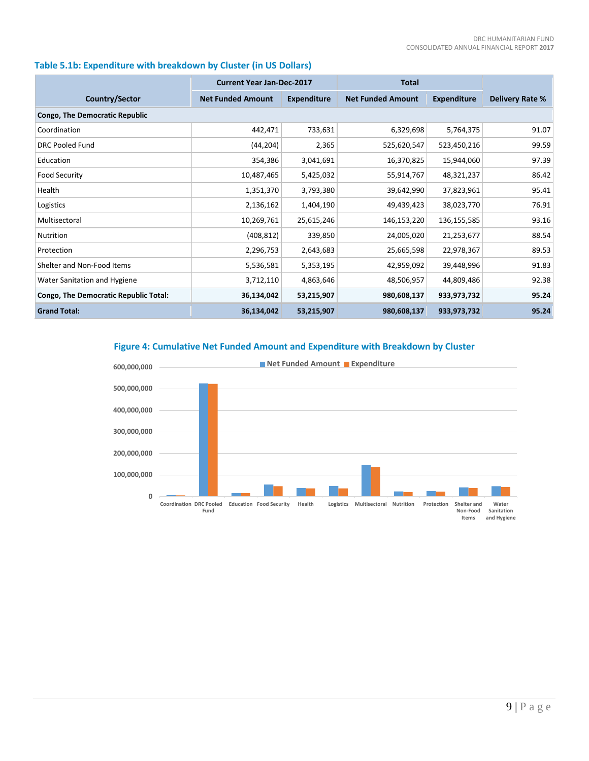## Table 5.1b: Expenditure with breakdown by Cluster (in US Dollars)

| Country/Sector | Current Year Jan-Dec-2017 | | Total | | |
|---|---|---|---|---|---|
| | Net Funded Amount | Expenditure | Net Funded Amount | Expenditure | Delivery Rate % |
| **Congo, The Democratic Republic** | | | | | |
| Coordination | 442,471 | 733,631 | 6,329,698 | 5,764,375 | 91.07 |
| DRC Pooled Fund | (44,204) | 2,365 | 525,620,547 | 523,450,216 | 99.59 |
| Education | 354,386 | 3,041,691 | 16,370,825 | 15,944,060 | 97.39 |
| Food Security | 10,487,465 | 5,425,032 | 55,914,767 | 48,321,237 | 86.42 |
| Health | 1,351,370 | 3,793,380 | 39,642,990 | 37,823,961 | 95.41 |
| Logistics | 2,136,162 | 1,404,190 | 49,439,423 | 38,023,770 | 76.91 |
| Multisectoral | 10,269,761 | 25,615,246 | 146,153,220 | 136,155,585 | 93.16 |
| Nutrition | (408,812) | 339,850 | 24,005,020 | 21,253,677 | 88.54 |
| Protection | 2,296,753 | 2,643,683 | 25,665,598 | 22,978,367 | 89.53 |
| Shelter and Non-Food Items | 5,536,581 | 5,353,195 | 42,959,092 | 39,448,996 | 91.83 |
| Water Sanitation and Hygiene | 3,712,110 | 4,863,646 | 48,506,957 | 44,809,486 | 92.38 |
| **Congo, The Democratic Republic Total:** | **36,134,042** | **53,215,907** | **980,608,137** | **933,973,732** | **95.24** |
| **Grand Total:** | **36,134,042** | **53,215,907** | **980,608,137** | **933,973,732** | **95.24** |

### Figure 4: Cumulative Net Funded Amount and Expenditure with Breakdown by Cluster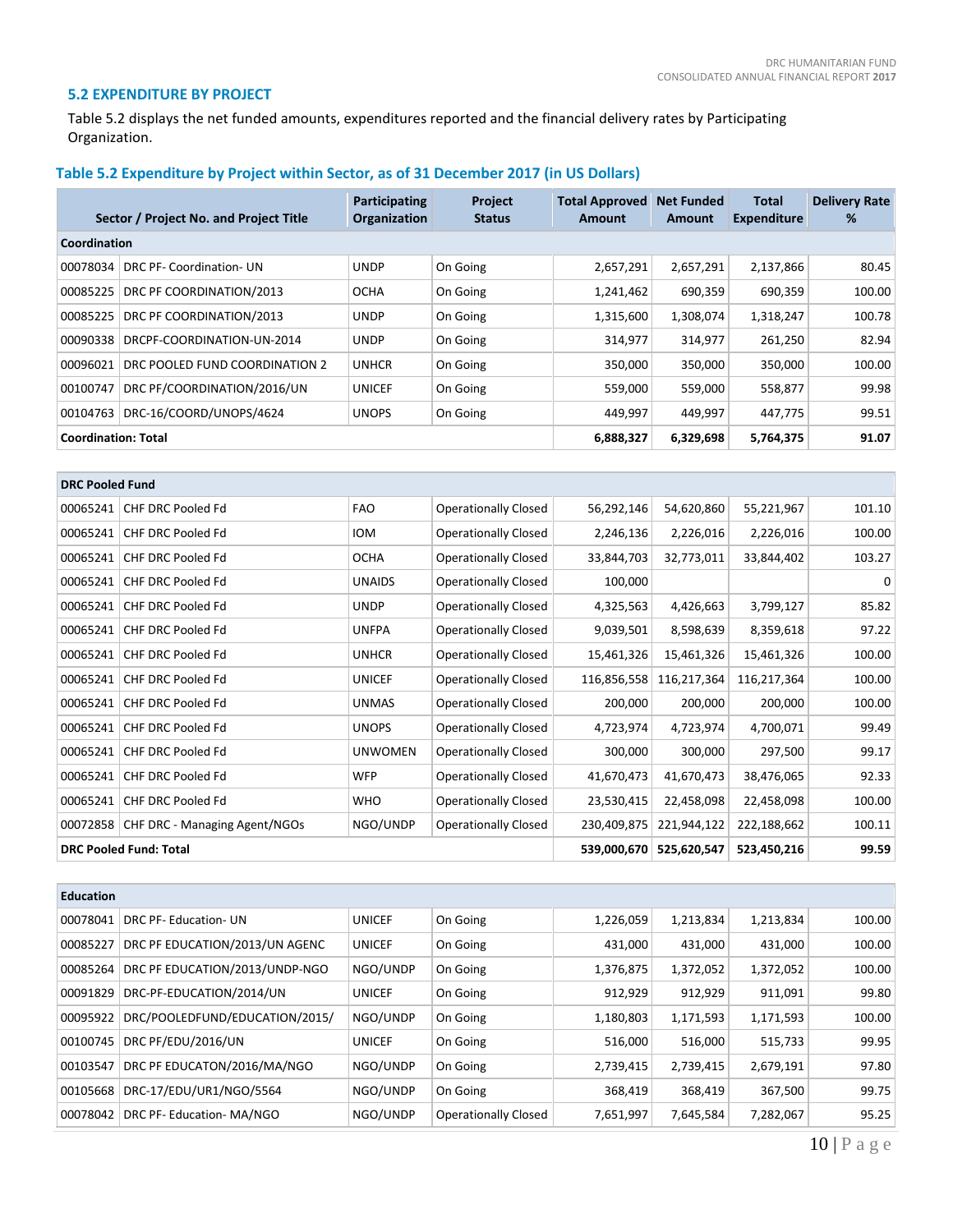## 5.2 EXPENDITURE BY PROJECT

Table 5.2 displays the net funded amounts, expenditures reported and the financial delivery rates by Participating Organization.

### Table 5.2 Expenditure by Project within Sector, as of 31 December 2017 (in US Dollars)

| Sector / Project No. and Project Title | | Participating Organization | Project Status | Total Approved Amount | Net Funded Amount | Total Expenditure | Delivery Rate % |
|---|---|---|---|---|---|---|---|
| **Coordination** | | | | | | | |
| 00078034 | DRC PF- Coordination- UN | UNDP | On Going | 2,657,291 | 2,657,291 | 2,137,866 | 80.45 |
| 00085225 | DRC PF COORDINATION/2013 | OCHA | On Going | 1,241,462 | 690,359 | 690,359 | 100.00 |
| 00085225 | DRC PF COORDINATION/2013 | UNDP | On Going | 1,315,600 | 1,308,074 | 1,318,247 | 100.78 |
| 00090338 | DRCPF-COORDINATION-UN-2014 | UNDP | On Going | 314,977 | 314,977 | 261,250 | 82.94 |
| 00096021 | DRC POOLED FUND COORDINATION 2 | UNHCR | On Going | 350,000 | 350,000 | 350,000 | 100.00 |
| 00100747 | DRC PF/COORDINATION/2016/UN | UNICEF | On Going | 559,000 | 559,000 | 558,877 | 99.98 |
| 00104763 | DRC-16/COORD/UNOPS/4624 | UNOPS | On Going | 449,997 | 449,997 | 447,775 | 99.51 |
| **Coordination: Total** | | | | **6,888,327** | **6,329,698** | **5,764,375** | **91.07** |
| **DRC Pooled Fund** | | | | | | | |
| 00065241 | CHF DRC Pooled Fd | FAO | Operationally Closed | 56,292,146 | 54,620,860 | 55,221,967 | 101.10 |
| 00065241 | CHF DRC Pooled Fd | IOM | Operationally Closed | 2,246,136 | 2,226,016 | 2,226,016 | 100.00 |
| 00065241 | CHF DRC Pooled Fd | OCHA | Operationally Closed | 33,844,703 | 32,773,011 | 33,844,402 | 103.27 |
| 00065241 | CHF DRC Pooled Fd | UNAIDS | Operationally Closed | 100,000 | | | 0 |
| 00065241 | CHF DRC Pooled Fd | UNDP | Operationally Closed | 4,325,563 | 4,426,663 | 3,799,127 | 85.82 |
| 00065241 | CHF DRC Pooled Fd | UNFPA | Operationally Closed | 9,039,501 | 8,598,639 | 8,359,618 | 97.22 |
| 00065241 | CHF DRC Pooled Fd | UNHCR | Operationally Closed | 15,461,326 | 15,461,326 | 15,461,326 | 100.00 |
| 00065241 | CHF DRC Pooled Fd | UNICEF | Operationally Closed | 116,856,558 | 116,217,364 | 116,217,364 | 100.00 |
| 00065241 | CHF DRC Pooled Fd | UNMAS | Operationally Closed | 200,000 | 200,000 | 200,000 | 100.00 |
| 00065241 | CHF DRC Pooled Fd | UNOPS | Operationally Closed | 4,723,974 | 4,723,974 | 4,700,071 | 99.49 |
| 00065241 | CHF DRC Pooled Fd | UNWOMEN | Operationally Closed | 300,000 | 300,000 | 297,500 | 99.17 |
| 00065241 | CHF DRC Pooled Fd | WFP | Operationally Closed | 41,670,473 | 41,670,473 | 38,476,065 | 92.33 |
| 00065241 | CHF DRC Pooled Fd | WHO | Operationally Closed | 23,530,415 | 22,458,098 | 22,458,098 | 100.00 |
| 00072858 | CHF DRC - Managing Agent/NGOs | NGO/UNDP | Operationally Closed | 230,409,875 | 221,944,122 | 222,188,662 | 100.11 |
| **DRC Pooled Fund: Total** | | | | **539,000,670** | **525,620,547** | **523,450,216** | **99.59** |
| **Education** | | | | | | | |
| 00078041 | DRC PF- Education- UN | UNICEF | On Going | 1,226,059 | 1,213,834 | 1,213,834 | 100.00 |
| 00085227 | DRC PF EDUCATION/2013/UN AGENC | UNICEF | On Going | 431,000 | 431,000 | 431,000 | 100.00 |
| 00085264 | DRC PF EDUCATION/2013/UNDP-NGO | NGO/UNDP | On Going | 1,376,875 | 1,372,052 | 1,372,052 | 100.00 |
| 00091829 | DRC-PF-EDUCATION/2014/UN | UNICEF | On Going | 912,929 | 912,929 | 911,091 | 99.80 |
| 00095922 | DRC/POOLEDFUND/EDUCATION/2015/ | NGO/UNDP | On Going | 1,180,803 | 1,171,593 | 1,171,593 | 100.00 |
| 00100745 | DRC PF/EDU/2016/UN | UNICEF | On Going | 516,000 | 516,000 | 515,733 | 99.95 |
| 00103547 | DRC PF EDUCATON/2016/MA/NGO | NGO/UNDP | On Going | 2,739,415 | 2,739,415 | 2,679,191 | 97.80 |
| 00105668 | DRC-17/EDU/UR1/NGO/5564 | NGO/UNDP | On Going | 368,419 | 368,419 | 367,500 | 99.75 |
| 00078042 | DRC PF- Education- MA/NGO | NGO/UNDP | Operationally Closed | 7,651,997 | 7,645,584 | 7,282,067 | 95.25 |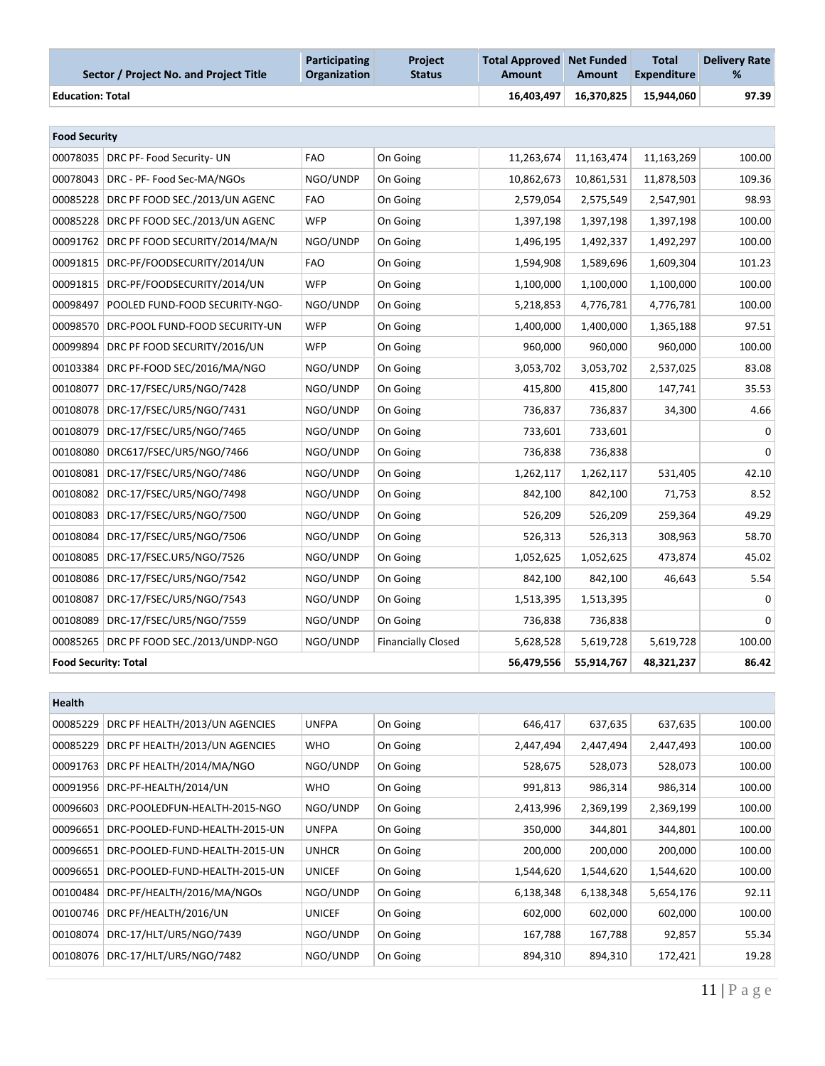| Sector / Project No. and Project Title | | Participating Organization | Project Status | Total Approved Amount | Net Funded Amount | Total Expenditure | Delivery Rate % |
|---|---|---|---|---|---|---|---|
| **Education: Total** | | | | **16,403,497** | **16,370,825** | **15,944,060** | **97.39** |
| | | | | | | | |
| **Food Security** | | | | | | | |
| 00078035 | DRC PF- Food Security- UN | FAO | On Going | 11,263,674 | 11,163,474 | 11,163,269 | 100.00 |
| 00078043 | DRC - PF- Food Sec-MA/NGOs | NGO/UNDP | On Going | 10,862,673 | 10,861,531 | 11,878,503 | 109.36 |
| 00085228 | DRC PF FOOD SEC./2013/UN AGENC | FAO | On Going | 2,579,054 | 2,575,549 | 2,547,901 | 98.93 |
| 00085228 | DRC PF FOOD SEC./2013/UN AGENC | WFP | On Going | 1,397,198 | 1,397,198 | 1,397,198 | 100.00 |
| 00091762 | DRC PF FOOD SECURITY/2014/MA/N | NGO/UNDP | On Going | 1,496,195 | 1,492,337 | 1,492,297 | 100.00 |
| 00091815 | DRC-PF/FOODSECURITY/2014/UN | FAO | On Going | 1,594,908 | 1,589,696 | 1,609,304 | 101.23 |
| 00091815 | DRC-PF/FOODSECURITY/2014/UN | WFP | On Going | 1,100,000 | 1,100,000 | 1,100,000 | 100.00 |
| 00098497 | POOLED FUND-FOOD SECURITY-NGO- | NGO/UNDP | On Going | 5,218,853 | 4,776,781 | 4,776,781 | 100.00 |
| 00098570 | DRC-POOL FUND-FOOD SECURITY-UN | WFP | On Going | 1,400,000 | 1,400,000 | 1,365,188 | 97.51 |
| 00099894 | DRC PF FOOD SECURITY/2016/UN | WFP | On Going | 960,000 | 960,000 | 960,000 | 100.00 |
| 00103384 | DRC PF-FOOD SEC/2016/MA/NGO | NGO/UNDP | On Going | 3,053,702 | 3,053,702 | 2,537,025 | 83.08 |
| 00108077 | DRC-17/FSEC/UR5/NGO/7428 | NGO/UNDP | On Going | 415,800 | 415,800 | 147,741 | 35.53 |
| 00108078 | DRC-17/FSEC/UR5/NGO/7431 | NGO/UNDP | On Going | 736,837 | 736,837 | 34,300 | 4.66 |
| 00108079 | DRC-17/FSEC/UR5/NGO/7465 | NGO/UNDP | On Going | 733,601 | 733,601 | | 0 |
| 00108080 | DRC617/FSEC/UR5/NGO/7466 | NGO/UNDP | On Going | 736,838 | 736,838 | | 0 |
| 00108081 | DRC-17/FSEC/UR5/NGO/7486 | NGO/UNDP | On Going | 1,262,117 | 1,262,117 | 531,405 | 42.10 |
| 00108082 | DRC-17/FSEC/UR5/NGO/7498 | NGO/UNDP | On Going | 842,100 | 842,100 | 71,753 | 8.52 |
| 00108083 | DRC-17/FSEC/UR5/NGO/7500 | NGO/UNDP | On Going | 526,209 | 526,209 | 259,364 | 49.29 |
| 00108084 | DRC-17/FSEC/UR5/NGO/7506 | NGO/UNDP | On Going | 526,313 | 526,313 | 308,963 | 58.70 |
| 00108085 | DRC-17/FSEC.UR5/NGO/7526 | NGO/UNDP | On Going | 1,052,625 | 1,052,625 | 473,874 | 45.02 |
| 00108086 | DRC-17/FSEC/UR5/NGO/7542 | NGO/UNDP | On Going | 842,100 | 842,100 | 46,643 | 5.54 |
| 00108087 | DRC-17/FSEC/UR5/NGO/7543 | NGO/UNDP | On Going | 1,513,395 | 1,513,395 | | 0 |
| 00108089 | DRC-17/FSEC/UR5/NGO/7559 | NGO/UNDP | On Going | 736,838 | 736,838 | | 0 |
| 00085265 | DRC PF FOOD SEC./2013/UNDP-NGO | NGO/UNDP | Financially Closed | 5,628,528 | 5,619,728 | 5,619,728 | 100.00 |
| **Food Security: Total** | | | | **56,479,556** | **55,914,767** | **48,321,237** | **86.42** |
| | | | | | | | |
| **Health** | | | | | | | |
| 00085229 | DRC PF HEALTH/2013/UN AGENCIES | UNFPA | On Going | 646,417 | 637,635 | 637,635 | 100.00 |
| 00085229 | DRC PF HEALTH/2013/UN AGENCIES | WHO | On Going | 2,447,494 | 2,447,494 | 2,447,493 | 100.00 |
| 00091763 | DRC PF HEALTH/2014/MA/NGO | NGO/UNDP | On Going | 528,675 | 528,073 | 528,073 | 100.00 |
| 00091956 | DRC-PF-HEALTH/2014/UN | WHO | On Going | 991,813 | 986,314 | 986,314 | 100.00 |
| 00096603 | DRC-POOLEDFUN-HEALTH-2015-NGO | NGO/UNDP | On Going | 2,413,996 | 2,369,199 | 2,369,199 | 100.00 |
| 00096651 | DRC-POOLED-FUND-HEALTH-2015-UN | UNFPA | On Going | 350,000 | 344,801 | 344,801 | 100.00 |
| 00096651 | DRC-POOLED-FUND-HEALTH-2015-UN | UNHCR | On Going | 200,000 | 200,000 | 200,000 | 100.00 |
| 00096651 | DRC-POOLED-FUND-HEALTH-2015-UN | UNICEF | On Going | 1,544,620 | 1,544,620 | 1,544,620 | 100.00 |
| 00100484 | DRC-PF/HEALTH/2016/MA/NGOs | NGO/UNDP | On Going | 6,138,348 | 6,138,348 | 5,654,176 | 92.11 |
| 00100746 | DRC PF/HEALTH/2016/UN | UNICEF | On Going | 602,000 | 602,000 | 602,000 | 100.00 |
| 00108074 | DRC-17/HLT/UR5/NGO/7439 | NGO/UNDP | On Going | 167,788 | 167,788 | 92,857 | 55.34 |
| 00108076 | DRC-17/HLT/UR5/NGO/7482 | NGO/UNDP | On Going | 894,310 | 894,310 | 172,421 | 19.28 |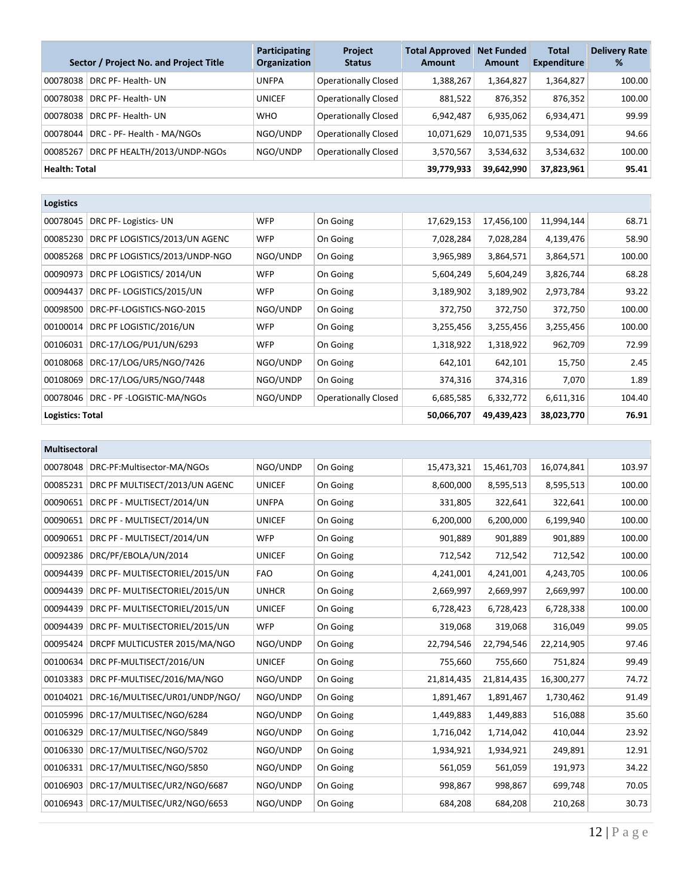| Sector / Project No. and Project Title | | Participating Organization | Project Status | Total Approved Amount | Net Funded Amount | Total Expenditure | Delivery Rate % |
|---|---|---|---|---|---|---|---|
| 00078038 | DRC PF- Health- UN | UNFPA | Operationally Closed | 1,388,267 | 1,364,827 | 1,364,827 | 100.00 |
| 00078038 | DRC PF- Health- UN | UNICEF | Operationally Closed | 881,522 | 876,352 | 876,352 | 100.00 |
| 00078038 | DRC PF- Health- UN | WHO | Operationally Closed | 6,942,487 | 6,935,062 | 6,934,471 | 99.99 |
| 00078044 | DRC - PF- Health - MA/NGOs | NGO/UNDP | Operationally Closed | 10,071,629 | 10,071,535 | 9,534,091 | 94.66 |
| 00085267 | DRC PF HEALTH/2013/UNDP-NGOs | NGO/UNDP | Operationally Closed | 3,570,567 | 3,534,632 | 3,534,632 | 100.00 |
| **Health: Total** | | | | **39,779,933** | **39,642,990** | **37,823,961** | **95.41** |
| **Logistics** | | | | | | | |
| 00078045 | DRC PF- Logistics- UN | WFP | On Going | 17,629,153 | 17,456,100 | 11,994,144 | 68.71 |
| 00085230 | DRC PF LOGISTICS/2013/UN AGENC | WFP | On Going | 7,028,284 | 7,028,284 | 4,139,476 | 58.90 |
| 00085268 | DRC PF LOGISTICS/2013/UNDP-NGO | NGO/UNDP | On Going | 3,965,989 | 3,864,571 | 3,864,571 | 100.00 |
| 00090973 | DRC PF LOGISTICS/ 2014/UN | WFP | On Going | 5,604,249 | 5,604,249 | 3,826,744 | 68.28 |
| 00094437 | DRC PF- LOGISTICS/2015/UN | WFP | On Going | 3,189,902 | 3,189,902 | 2,973,784 | 93.22 |
| 00098500 | DRC-PF-LOGISTICS-NGO-2015 | NGO/UNDP | On Going | 372,750 | 372,750 | 372,750 | 100.00 |
| 00100014 | DRC PF LOGISTIC/2016/UN | WFP | On Going | 3,255,456 | 3,255,456 | 3,255,456 | 100.00 |
| 00106031 | DRC-17/LOG/PU1/UN/6293 | WFP | On Going | 1,318,922 | 1,318,922 | 962,709 | 72.99 |
| 00108068 | DRC-17/LOG/UR5/NGO/7426 | NGO/UNDP | On Going | 642,101 | 642,101 | 15,750 | 2.45 |
| 00108069 | DRC-17/LOG/UR5/NGO/7448 | NGO/UNDP | On Going | 374,316 | 374,316 | 7,070 | 1.89 |
| 00078046 | DRC - PF -LOGISTIC-MA/NGOs | NGO/UNDP | Operationally Closed | 6,685,585 | 6,332,772 | 6,611,316 | 104.40 |
| **Logistics: Total** | | | | **50,066,707** | **49,439,423** | **38,023,770** | **76.91** |
| **Multisectoral** | | | | | | | |
| 00078048 | DRC-PF:Multisector-MA/NGOs | NGO/UNDP | On Going | 15,473,321 | 15,461,703 | 16,074,841 | 103.97 |
| 00085231 | DRC PF MULTISECT/2013/UN AGENC | UNICEF | On Going | 8,600,000 | 8,595,513 | 8,595,513 | 100.00 |
| 00090651 | DRC PF - MULTISECT/2014/UN | UNFPA | On Going | 331,805 | 322,641 | 322,641 | 100.00 |
| 00090651 | DRC PF - MULTISECT/2014/UN | UNICEF | On Going | 6,200,000 | 6,200,000 | 6,199,940 | 100.00 |
| 00090651 | DRC PF - MULTISECT/2014/UN | WFP | On Going | 901,889 | 901,889 | 901,889 | 100.00 |
| 00092386 | DRC/PF/EBOLA/UN/2014 | UNICEF | On Going | 712,542 | 712,542 | 712,542 | 100.00 |
| 00094439 | DRC PF- MULTISECTORIEL/2015/UN | FAO | On Going | 4,241,001 | 4,241,001 | 4,243,705 | 100.06 |
| 00094439 | DRC PF- MULTISECTORIEL/2015/UN | UNHCR | On Going | 2,669,997 | 2,669,997 | 2,669,997 | 100.00 |
| 00094439 | DRC PF- MULTISECTORIEL/2015/UN | UNICEF | On Going | 6,728,423 | 6,728,423 | 6,728,338 | 100.00 |
| 00094439 | DRC PF- MULTISECTORIEL/2015/UN | WFP | On Going | 319,068 | 319,068 | 316,049 | 99.05 |
| 00095424 | DRCPF MULTICUSTER 2015/MA/NGO | NGO/UNDP | On Going | 22,794,546 | 22,794,546 | 22,214,905 | 97.46 |
| 00100634 | DRC PF-MULTISECT/2016/UN | UNICEF | On Going | 755,660 | 755,660 | 751,824 | 99.49 |
| 00103383 | DRC PF-MULTISEC/2016/MA/NGO | NGO/UNDP | On Going | 21,814,435 | 21,814,435 | 16,300,277 | 74.72 |
| 00104021 | DRC-16/MULTISEC/UR01/UNDP/NGO/ | NGO/UNDP | On Going | 1,891,467 | 1,891,467 | 1,730,462 | 91.49 |
| 00105996 | DRC-17/MULTISEC/NGO/6284 | NGO/UNDP | On Going | 1,449,883 | 1,449,883 | 516,088 | 35.60 |
| 00106329 | DRC-17/MULTISEC/NGO/5849 | NGO/UNDP | On Going | 1,716,042 | 1,714,042 | 410,044 | 23.92 |
| 00106330 | DRC-17/MULTISEC/NGO/5702 | NGO/UNDP | On Going | 1,934,921 | 1,934,921 | 249,891 | 12.91 |
| 00106331 | DRC-17/MULTISEC/NGO/5850 | NGO/UNDP | On Going | 561,059 | 561,059 | 191,973 | 34.22 |
| 00106903 | DRC-17/MULTISEC/UR2/NGO/6687 | NGO/UNDP | On Going | 998,867 | 998,867 | 699,748 | 70.05 |
| 00106943 | DRC-17/MULTISEC/UR2/NGO/6653 | NGO/UNDP | On Going | 684,208 | 684,208 | 210,268 | 30.73 |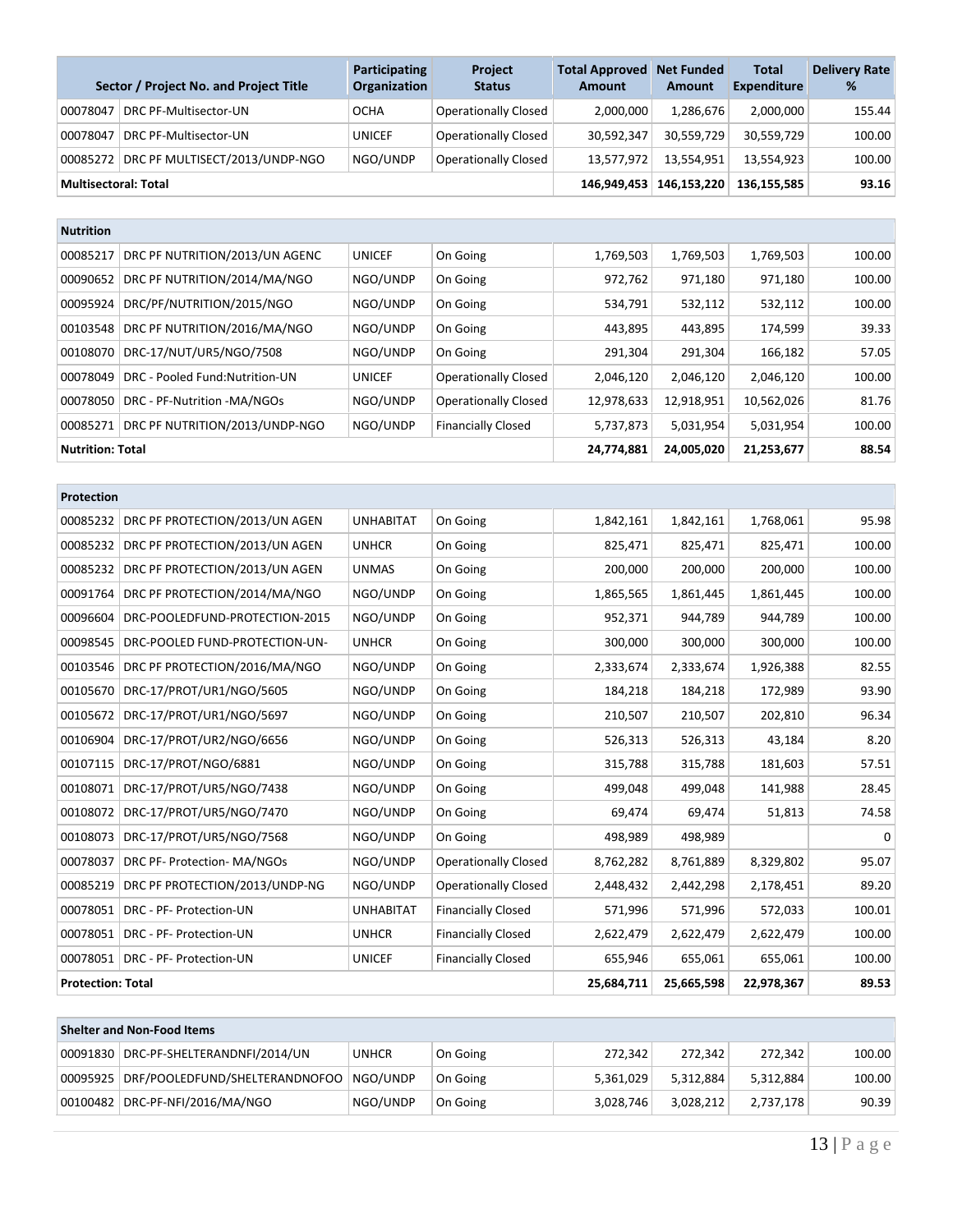| Sector / Project No. and Project Title | | Participating Organization | Project Status | Total Approved Amount | Net Funded Amount | Total Expenditure | Delivery Rate % |
|---|---|---|---|---|---|---|---|
| 00078047 | DRC PF-Multisector-UN | OCHA | Operationally Closed | 2,000,000 | 1,286,676 | 2,000,000 | 155.44 |
| 00078047 | DRC PF-Multisector-UN | UNICEF | Operationally Closed | 30,592,347 | 30,559,729 | 30,559,729 | 100.00 |
| 00085272 | DRC PF MULTISECT/2013/UNDP-NGO | NGO/UNDP | Operationally Closed | 13,577,972 | 13,554,951 | 13,554,923 | 100.00 |
| **Multisectoral: Total** | | | | **146,949,453** | **146,153,220** | **136,155,585** | **93.16** |

| **Nutrition** | | | | | | | |
|---|---|---|---|---|---|---|---|
| 00085217 | DRC PF NUTRITION/2013/UN AGENC | UNICEF | On Going | 1,769,503 | 1,769,503 | 1,769,503 | 100.00 |
| 00090652 | DRC PF NUTRITION/2014/MA/NGO | NGO/UNDP | On Going | 972,762 | 971,180 | 971,180 | 100.00 |
| 00095924 | DRC/PF/NUTRITION/2015/NGO | NGO/UNDP | On Going | 534,791 | 532,112 | 532,112 | 100.00 |
| 00103548 | DRC PF NUTRITION/2016/MA/NGO | NGO/UNDP | On Going | 443,895 | 443,895 | 174,599 | 39.33 |
| 00108070 | DRC-17/NUT/UR5/NGO/7508 | NGO/UNDP | On Going | 291,304 | 291,304 | 166,182 | 57.05 |
| 00078049 | DRC - Pooled Fund:Nutrition-UN | UNICEF | Operationally Closed | 2,046,120 | 2,046,120 | 2,046,120 | 100.00 |
| 00078050 | DRC - PF-Nutrition -MA/NGOs | NGO/UNDP | Operationally Closed | 12,978,633 | 12,918,951 | 10,562,026 | 81.76 |
| 00085271 | DRC PF NUTRITION/2013/UNDP-NGO | NGO/UNDP | Financially Closed | 5,737,873 | 5,031,954 | 5,031,954 | 100.00 |
| **Nutrition: Total** | | | | **24,774,881** | **24,005,020** | **21,253,677** | **88.54** |

| **Protection** | | | | | | | |
|---|---|---|---|---|---|---|---|
| 00085232 | DRC PF PROTECTION/2013/UN AGEN | UNHABITAT | On Going | 1,842,161 | 1,842,161 | 1,768,061 | 95.98 |
| 00085232 | DRC PF PROTECTION/2013/UN AGEN | UNHCR | On Going | 825,471 | 825,471 | 825,471 | 100.00 |
| 00085232 | DRC PF PROTECTION/2013/UN AGEN | UNMAS | On Going | 200,000 | 200,000 | 200,000 | 100.00 |
| 00091764 | DRC PF PROTECTION/2014/MA/NGO | NGO/UNDP | On Going | 1,865,565 | 1,861,445 | 1,861,445 | 100.00 |
| 00096604 | DRC-POOLEDFUND-PROTECTION-2015 | NGO/UNDP | On Going | 952,371 | 944,789 | 944,789 | 100.00 |
| 00098545 | DRC-POOLED FUND-PROTECTION-UN- | UNHCR | On Going | 300,000 | 300,000 | 300,000 | 100.00 |
| 00103546 | DRC PF PROTECTION/2016/MA/NGO | NGO/UNDP | On Going | 2,333,674 | 2,333,674 | 1,926,388 | 82.55 |
| 00105670 | DRC-17/PROT/UR1/NGO/5605 | NGO/UNDP | On Going | 184,218 | 184,218 | 172,989 | 93.90 |
| 00105672 | DRC-17/PROT/UR1/NGO/5697 | NGO/UNDP | On Going | 210,507 | 210,507 | 202,810 | 96.34 |
| 00106904 | DRC-17/PROT/UR2/NGO/6656 | NGO/UNDP | On Going | 526,313 | 526,313 | 43,184 | 8.20 |
| 00107115 | DRC-17/PROT/NGO/6881 | NGO/UNDP | On Going | 315,788 | 315,788 | 181,603 | 57.51 |
| 00108071 | DRC-17/PROT/UR5/NGO/7438 | NGO/UNDP | On Going | 499,048 | 499,048 | 141,988 | 28.45 |
| 00108072 | DRC-17/PROT/UR5/NGO/7470 | NGO/UNDP | On Going | 69,474 | 69,474 | 51,813 | 74.58 |
| 00108073 | DRC-17/PROT/UR5/NGO/7568 | NGO/UNDP | On Going | 498,989 | 498,989 | | 0 |
| 00078037 | DRC PF- Protection- MA/NGOs | NGO/UNDP | Operationally Closed | 8,762,282 | 8,761,889 | 8,329,802 | 95.07 |
| 00085219 | DRC PF PROTECTION/2013/UNDP-NG | NGO/UNDP | Operationally Closed | 2,448,432 | 2,442,298 | 2,178,451 | 89.20 |
| 00078051 | DRC - PF- Protection-UN | UNHABITAT | Financially Closed | 571,996 | 571,996 | 572,033 | 100.01 |
| 00078051 | DRC - PF- Protection-UN | UNHCR | Financially Closed | 2,622,479 | 2,622,479 | 2,622,479 | 100.00 |
| 00078051 | DRC - PF- Protection-UN | UNICEF | Financially Closed | 655,946 | 655,061 | 655,061 | 100.00 |
| **Protection: Total** | | | | **25,684,711** | **25,665,598** | **22,978,367** | **89.53** |

| **Shelter and Non-Food Items** | | | | | | | |
|---|---|---|---|---|---|---|---|
| 00091830 | DRC-PF-SHELTERANDNFI/2014/UN | UNHCR | On Going | 272,342 | 272,342 | 272,342 | 100.00 |
| 00095925 | DRF/POOLEDFUND/SHELTERANDNOFOO | NGO/UNDP | On Going | 5,361,029 | 5,312,884 | 5,312,884 | 100.00 |
| 00100482 | DRC-PF-NFI/2016/MA/NGO | NGO/UNDP | On Going | 3,028,746 | 3,028,212 | 2,737,178 | 90.39 |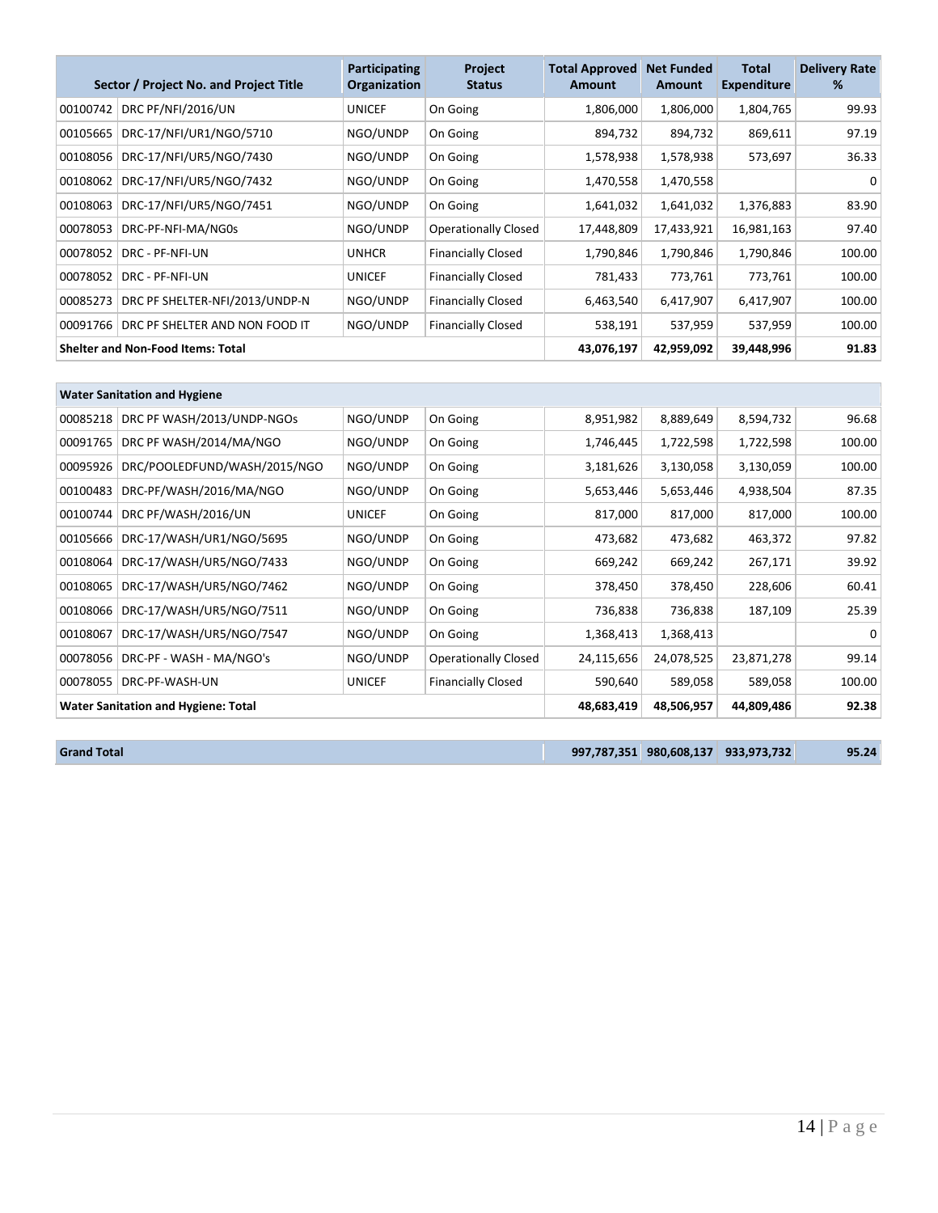| Sector / Project No. and Project Title | | Participating Organization | Project Status | Total Approved Amount | Net Funded Amount | Total Expenditure | Delivery Rate % |
|---|---|---|---|---|---|---|---|
| 00100742 | DRC PF/NFI/2016/UN | UNICEF | On Going | 1,806,000 | 1,806,000 | 1,804,765 | 99.93 |
| 00105665 | DRC-17/NFI/UR1/NGO/5710 | NGO/UNDP | On Going | 894,732 | 894,732 | 869,611 | 97.19 |
| 00108056 | DRC-17/NFI/UR5/NGO/7430 | NGO/UNDP | On Going | 1,578,938 | 1,578,938 | 573,697 | 36.33 |
| 00108062 | DRC-17/NFI/UR5/NGO/7432 | NGO/UNDP | On Going | 1,470,558 | 1,470,558 | | 0 |
| 00108063 | DRC-17/NFI/UR5/NGO/7451 | NGO/UNDP | On Going | 1,641,032 | 1,641,032 | 1,376,883 | 83.90 |
| 00078053 | DRC-PF-NFI-MA/NG0s | NGO/UNDP | Operationally Closed | 17,448,809 | 17,433,921 | 16,981,163 | 97.40 |
| 00078052 | DRC - PF-NFI-UN | UNHCR | Financially Closed | 1,790,846 | 1,790,846 | 1,790,846 | 100.00 |
| 00078052 | DRC - PF-NFI-UN | UNICEF | Financially Closed | 781,433 | 773,761 | 773,761 | 100.00 |
| 00085273 | DRC PF SHELTER-NFI/2013/UNDP-N | NGO/UNDP | Financially Closed | 6,463,540 | 6,417,907 | 6,417,907 | 100.00 |
| 00091766 | DRC PF SHELTER AND NON FOOD IT | NGO/UNDP | Financially Closed | 538,191 | 537,959 | 537,959 | 100.00 |
| **Shelter and Non-Food Items: Total** | | | | **43,076,197** | **42,959,092** | **39,448,996** | **91.83** |
| **Water Sanitation and Hygiene** | | | | | | | |
| 00085218 | DRC PF WASH/2013/UNDP-NGOs | NGO/UNDP | On Going | 8,951,982 | 8,889,649 | 8,594,732 | 96.68 |
| 00091765 | DRC PF WASH/2014/MA/NGO | NGO/UNDP | On Going | 1,746,445 | 1,722,598 | 1,722,598 | 100.00 |
| 00095926 | DRC/POOLEDFUND/WASH/2015/NGO | NGO/UNDP | On Going | 3,181,626 | 3,130,058 | 3,130,059 | 100.00 |
| 00100483 | DRC-PF/WASH/2016/MA/NGO | NGO/UNDP | On Going | 5,653,446 | 5,653,446 | 4,938,504 | 87.35 |
| 00100744 | DRC PF/WASH/2016/UN | UNICEF | On Going | 817,000 | 817,000 | 817,000 | 100.00 |
| 00105666 | DRC-17/WASH/UR1/NGO/5695 | NGO/UNDP | On Going | 473,682 | 473,682 | 463,372 | 97.82 |
| 00108064 | DRC-17/WASH/UR5/NGO/7433 | NGO/UNDP | On Going | 669,242 | 669,242 | 267,171 | 39.92 |
| 00108065 | DRC-17/WASH/UR5/NGO/7462 | NGO/UNDP | On Going | 378,450 | 378,450 | 228,606 | 60.41 |
| 00108066 | DRC-17/WASH/UR5/NGO/7511 | NGO/UNDP | On Going | 736,838 | 736,838 | 187,109 | 25.39 |
| 00108067 | DRC-17/WASH/UR5/NGO/7547 | NGO/UNDP | On Going | 1,368,413 | 1,368,413 | | 0 |
| 00078056 | DRC-PF - WASH - MA/NGO's | NGO/UNDP | Operationally Closed | 24,115,656 | 24,078,525 | 23,871,278 | 99.14 |
| 00078055 | DRC-PF-WASH-UN | UNICEF | Financially Closed | 590,640 | 589,058 | 589,058 | 100.00 |
| **Water Sanitation and Hygiene: Total** | | | | **48,683,419** | **48,506,957** | **44,809,486** | **92.38** |
| **Grand Total** | | | | **997,787,351** | **980,608,137** | **933,973,732** | **95.24** |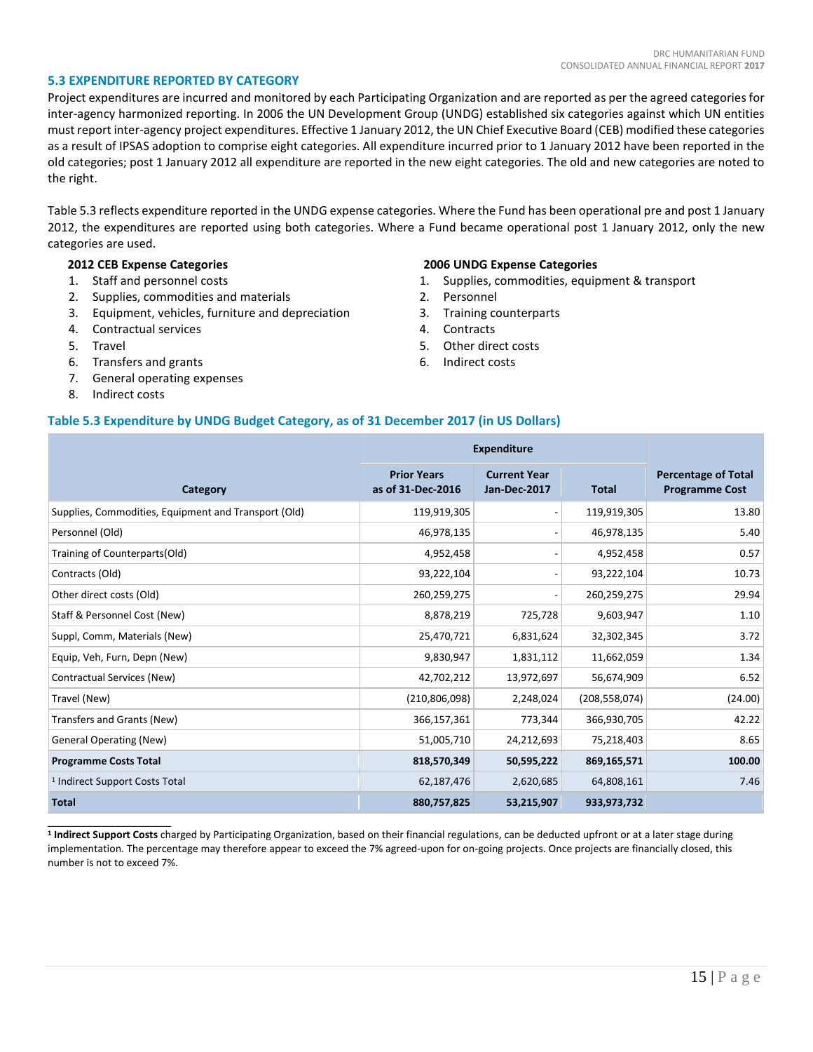## 5.3 EXPENDITURE REPORTED BY CATEGORY

Project expenditures are incurred and monitored by each Participating Organization and are reported as per the agreed categories for inter-agency harmonized reporting. In 2006 the UN Development Group (UNDG) established six categories against which UN entities must report inter-agency project expenditures. Effective 1 January 2012, the UN Chief Executive Board (CEB) modified these categories as a result of IPSAS adoption to comprise eight categories. All expenditure incurred prior to 1 January 2012 have been reported in the old categories; post 1 January 2012 all expenditure are reported in the new eight categories. The old and new categories are noted to the right.

Table 5.3 reflects expenditure reported in the UNDG expense categories. Where the Fund has been operational pre and post 1 January 2012, the expenditures are reported using both categories. Where a Fund became operational post 1 January 2012, only the new categories are used.

**2012 CEB Expense Categories**

1. Staff and personnel costs
2. Supplies, commodities and materials
3. Equipment, vehicles, furniture and depreciation
4. Contractual services
5. Travel
6. Transfers and grants
7. General operating expenses
8. Indirect costs

**2006 UNDG Expense Categories**

1. Supplies, commodities, equipment & transport
2. Personnel
3. Training counterparts
4. Contracts
5. Other direct costs
6. Indirect costs

### Table 5.3 Expenditure by UNDG Budget Category, as of 31 December 2017 (in US Dollars)

| Category | Expenditure | | | Percentage of Total Programme Cost |
|---|---|---|---|---|
| | Prior Years as of 31-Dec-2016 | Current Year Jan-Dec-2017 | Total | |
| Supplies, Commodities, Equipment and Transport (Old) | 119,919,305 | - | 119,919,305 | 13.80 |
| Personnel (Old) | 46,978,135 | - | 46,978,135 | 5.40 |
| Training of Counterparts(Old) | 4,952,458 | - | 4,952,458 | 0.57 |
| Contracts (Old) | 93,222,104 | - | 93,222,104 | 10.73 |
| Other direct costs (Old) | 260,259,275 | - | 260,259,275 | 29.94 |
| Staff & Personnel Cost (New) | 8,878,219 | 725,728 | 9,603,947 | 1.10 |
| Suppl, Comm, Materials (New) | 25,470,721 | 6,831,624 | 32,302,345 | 3.72 |
| Equip, Veh, Furn, Depn (New) | 9,830,947 | 1,831,112 | 11,662,059 | 1.34 |
| Contractual Services (New) | 42,702,212 | 13,972,697 | 56,674,909 | 6.52 |
| Travel (New) | (210,806,098) | 2,248,024 | (208,558,074) | (24.00) |
| Transfers and Grants (New) | 366,157,361 | 773,344 | 366,930,705 | 42.22 |
| General Operating (New) | 51,005,710 | 24,212,693 | 75,218,403 | 8.65 |
| **Programme Costs Total** | **818,570,349** | **50,595,222** | **869,165,571** | **100.00** |
| [1] Indirect Support Costs Total | 62,187,476 | 2,620,685 | 64,808,161 | 7.46 |
| **Total** | **880,757,825** | **53,215,907** | **933,973,732** | |

[1] **Indirect Support Costs** charged by Participating Organization, based on their financial regulations, can be deducted upfront or at a later stage during implementation. The percentage may therefore appear to exceed the 7% agreed-upon for on-going projects. Once projects are financially closed, this number is not to exceed 7%.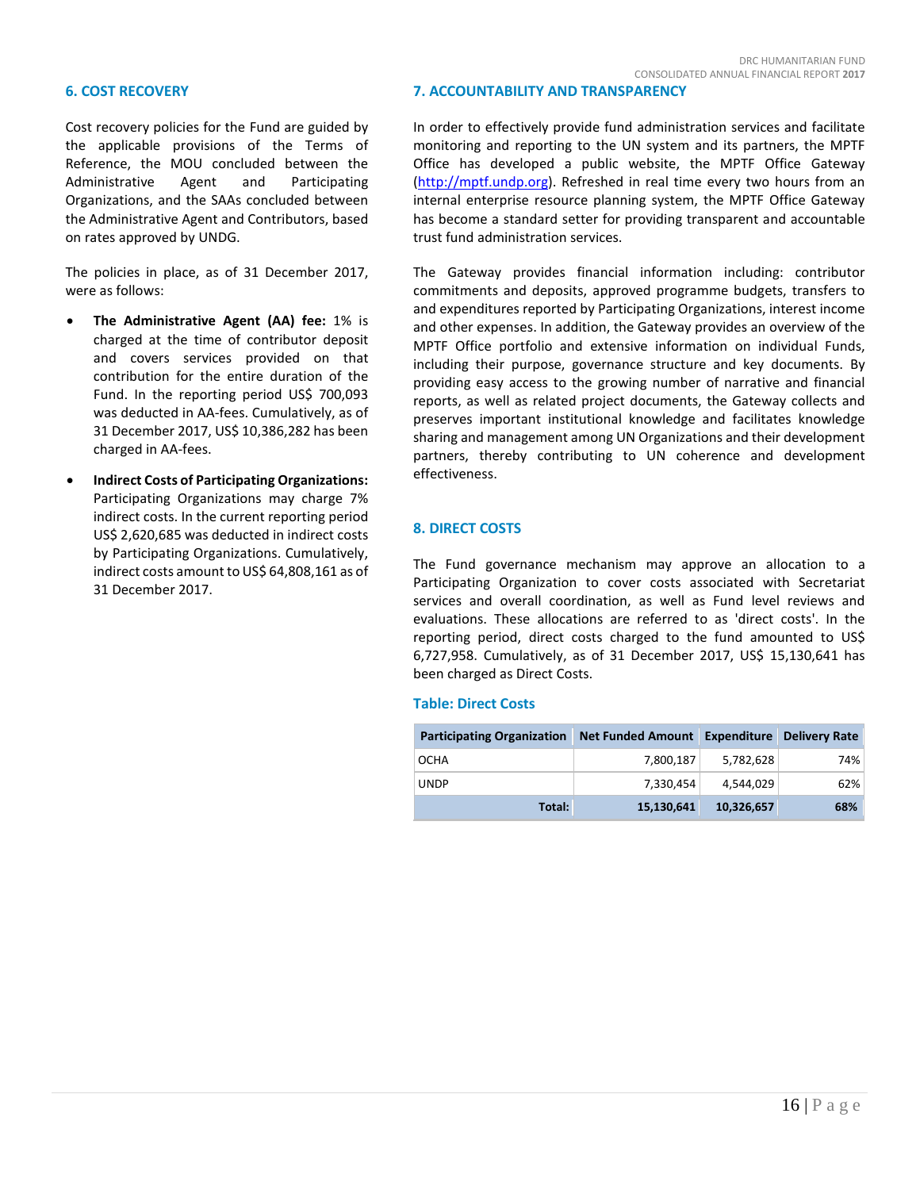## 6. COST RECOVERY

Cost recovery policies for the Fund are guided by the applicable provisions of the Terms of Reference, the MOU concluded between the Administrative Agent and Participating Organizations, and the SAAs concluded between the Administrative Agent and Contributors, based on rates approved by UNDG.

The policies in place, as of 31 December 2017, were as follows:

- **The Administrative Agent (AA) fee:** 1% is charged at the time of contributor deposit and covers services provided on that contribution for the entire duration of the Fund. In the reporting period US$ 700,093 was deducted in AA-fees. Cumulatively, as of 31 December 2017, US$ 10,386,282 has been charged in AA-fees.
- **Indirect Costs of Participating Organizations:** Participating Organizations may charge 7% indirect costs. In the current reporting period US$ 2,620,685 was deducted in indirect costs by Participating Organizations. Cumulatively, indirect costs amount to US$ 64,808,161 as of 31 December 2017.

## 7. ACCOUNTABILITY AND TRANSPARENCY

In order to effectively provide fund administration services and facilitate monitoring and reporting to the UN system and its partners, the MPTF Office has developed a public website, the MPTF Office Gateway (http://mptf.undp.org). Refreshed in real time every two hours from an internal enterprise resource planning system, the MPTF Office Gateway has become a standard setter for providing transparent and accountable trust fund administration services.

The Gateway provides financial information including: contributor commitments and deposits, approved programme budgets, transfers to and expenditures reported by Participating Organizations, interest income and other expenses. In addition, the Gateway provides an overview of the MPTF Office portfolio and extensive information on individual Funds, including their purpose, governance structure and key documents. By providing easy access to the growing number of narrative and financial reports, as well as related project documents, the Gateway collects and preserves important institutional knowledge and facilitates knowledge sharing and management among UN Organizations and their development partners, thereby contributing to UN coherence and development effectiveness.

## 8. DIRECT COSTS

The Fund governance mechanism may approve an allocation to a Participating Organization to cover costs associated with Secretariat services and overall coordination, as well as Fund level reviews and evaluations. These allocations are referred to as 'direct costs'. In the reporting period, direct costs charged to the fund amounted to US$ 6,727,958. Cumulatively, as of 31 December 2017, US$ 15,130,641 has been charged as Direct Costs.

### Table: Direct Costs

| Participating Organization | Net Funded Amount | Expenditure | Delivery Rate |
|---|---|---|---|
| OCHA | 7,800,187 | 5,782,628 | 74% |
| UNDP | 7,330,454 | 4,544,029 | 62% |
| **Total:** | **15,130,641** | **10,326,657** | **68%** |